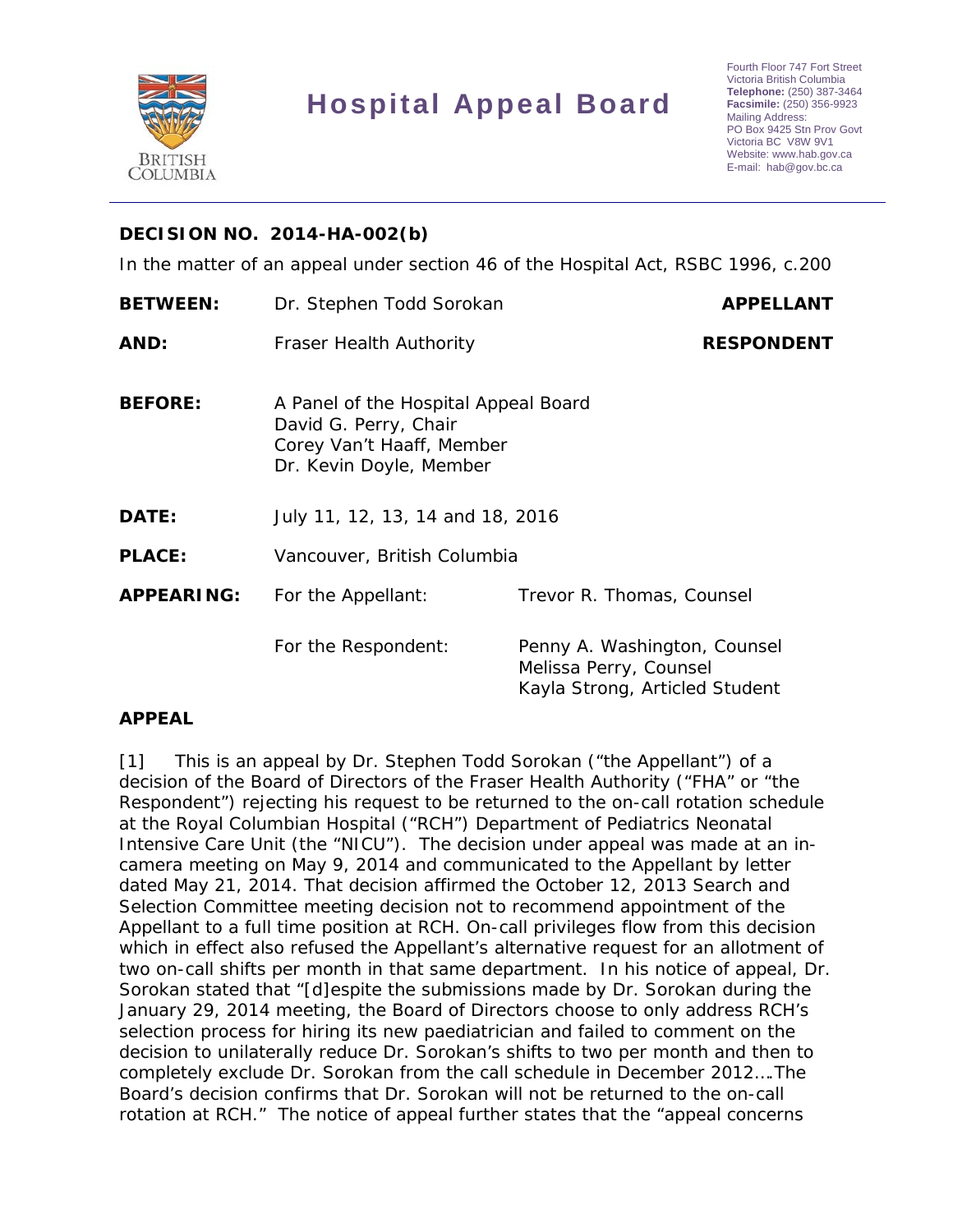# Hospital Appeal Board

Fourth Floor 747 Fort Street
Victoria British Columbia
**Telephone:** (250) 387-3464
**Facsimile:** (250) 356-9923
Mailing Address:
PO Box 9425 Stn Prov Govt
Victoria BC V8W 9V1
Website: www.hab.gov.ca
E-mail: hab@gov.bc.ca

---

## DECISION NO. 2014-HA-002(b)

In the matter of an appeal under section 46 of the Hospital Act, RSBC 1996, c.200

| | | |
|---|---|---|
| **BETWEEN:** | Dr. Stephen Todd Sorokan | **APPELLANT** |
| **AND:** | Fraser Health Authority | **RESPONDENT** |
| **BEFORE:** | A Panel of the Hospital Appeal Board<br>David G. Perry, Chair<br>Corey Van't Haaff, Member<br>Dr. Kevin Doyle, Member | |
| **DATE:** | July 11, 12, 13, 14 and 18, 2016 | |
| **PLACE:** | Vancouver, British Columbia | |
| **APPEARING:** | For the Appellant: | Trevor R. Thomas, Counsel |
| | For the Respondent: | Penny A. Washington, Counsel<br>Melissa Perry, Counsel<br>Kayla Strong, Articled Student |

## APPEAL

[1] This is an appeal by Dr. Stephen Todd Sorokan ("the Appellant") of a decision of the Board of Directors of the Fraser Health Authority ("FHA" or "the Respondent") rejecting his request to be returned to the on-call rotation schedule at the Royal Columbian Hospital ("RCH") Department of Pediatrics Neonatal Intensive Care Unit (the "NICU"). The decision under appeal was made at an in-camera meeting on May 9, 2014 and communicated to the Appellant by letter dated May 21, 2014. That decision affirmed the October 12, 2013 Search and Selection Committee meeting decision not to recommend appointment of the Appellant to a full time position at RCH. On-call privileges flow from this decision which in effect also refused the Appellant's alternative request for an allotment of two on-call shifts per month in that same department. In his notice of appeal, Dr. Sorokan stated that "[d]espite the submissions made by Dr. Sorokan during the January 29, 2014 meeting, the Board of Directors choose to only address RCH's selection process for hiring its new paediatrician and failed to comment on the decision to unilaterally reduce Dr. Sorokan's shifts to two per month and then to completely exclude Dr. Sorokan from the call schedule in December 2012….The Board's decision confirms that Dr. Sorokan will not be returned to the on-call rotation at RCH." The notice of appeal further states that the "appeal concerns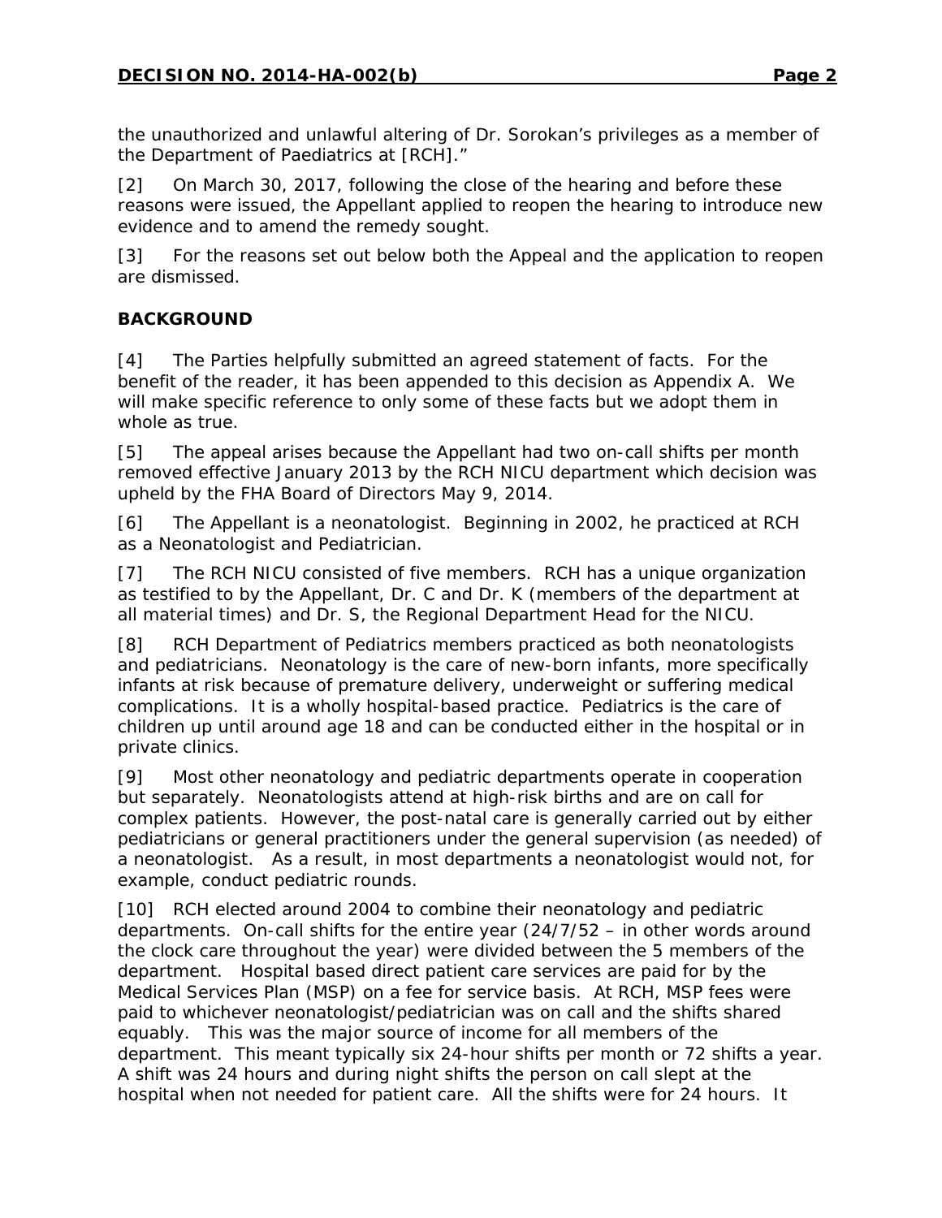the unauthorized and unlawful altering of Dr. Sorokan's privileges as a member of the Department of Paediatrics at [RCH]."

[2] On March 30, 2017, following the close of the hearing and before these reasons were issued, the Appellant applied to reopen the hearing to introduce new evidence and to amend the remedy sought.

[3] For the reasons set out below both the Appeal and the application to reopen are dismissed.

## BACKGROUND

[4] The Parties helpfully submitted an agreed statement of facts. For the benefit of the reader, it has been appended to this decision as Appendix A. We will make specific reference to only some of these facts but we adopt them in whole as true.

[5] The appeal arises because the Appellant had two on-call shifts per month removed effective January 2013 by the RCH NICU department which decision was upheld by the FHA Board of Directors May 9, 2014.

[6] The Appellant is a neonatologist. Beginning in 2002, he practiced at RCH as a Neonatologist and Pediatrician.

[7] The RCH NICU consisted of five members. RCH has a unique organization as testified to by the Appellant, Dr. C and Dr. K (members of the department at all material times) and Dr. S, the Regional Department Head for the NICU.

[8] RCH Department of Pediatrics members practiced as both neonatologists and pediatricians. Neonatology is the care of new-born infants, more specifically infants at risk because of premature delivery, underweight or suffering medical complications. It is a wholly hospital-based practice. Pediatrics is the care of children up until around age 18 and can be conducted either in the hospital or in private clinics.

[9] Most other neonatology and pediatric departments operate in cooperation but separately. Neonatologists attend at high-risk births and are on call for complex patients. However, the post-natal care is generally carried out by either pediatricians or general practitioners under the general supervision (as needed) of a neonatologist. As a result, in most departments a neonatologist would not, for example, conduct pediatric rounds.

[10] RCH elected around 2004 to combine their neonatology and pediatric departments. On-call shifts for the entire year (24/7/52 – in other words around the clock care throughout the year) were divided between the 5 members of the department. Hospital based direct patient care services are paid for by the Medical Services Plan (MSP) on a fee for service basis. At RCH, MSP fees were paid to whichever neonatologist/pediatrician was on call and the shifts shared equably. This was the major source of income for all members of the department. This meant typically six 24-hour shifts per month or 72 shifts a year. A shift was 24 hours and during night shifts the person on call slept at the hospital when not needed for patient care. All the shifts were for 24 hours. It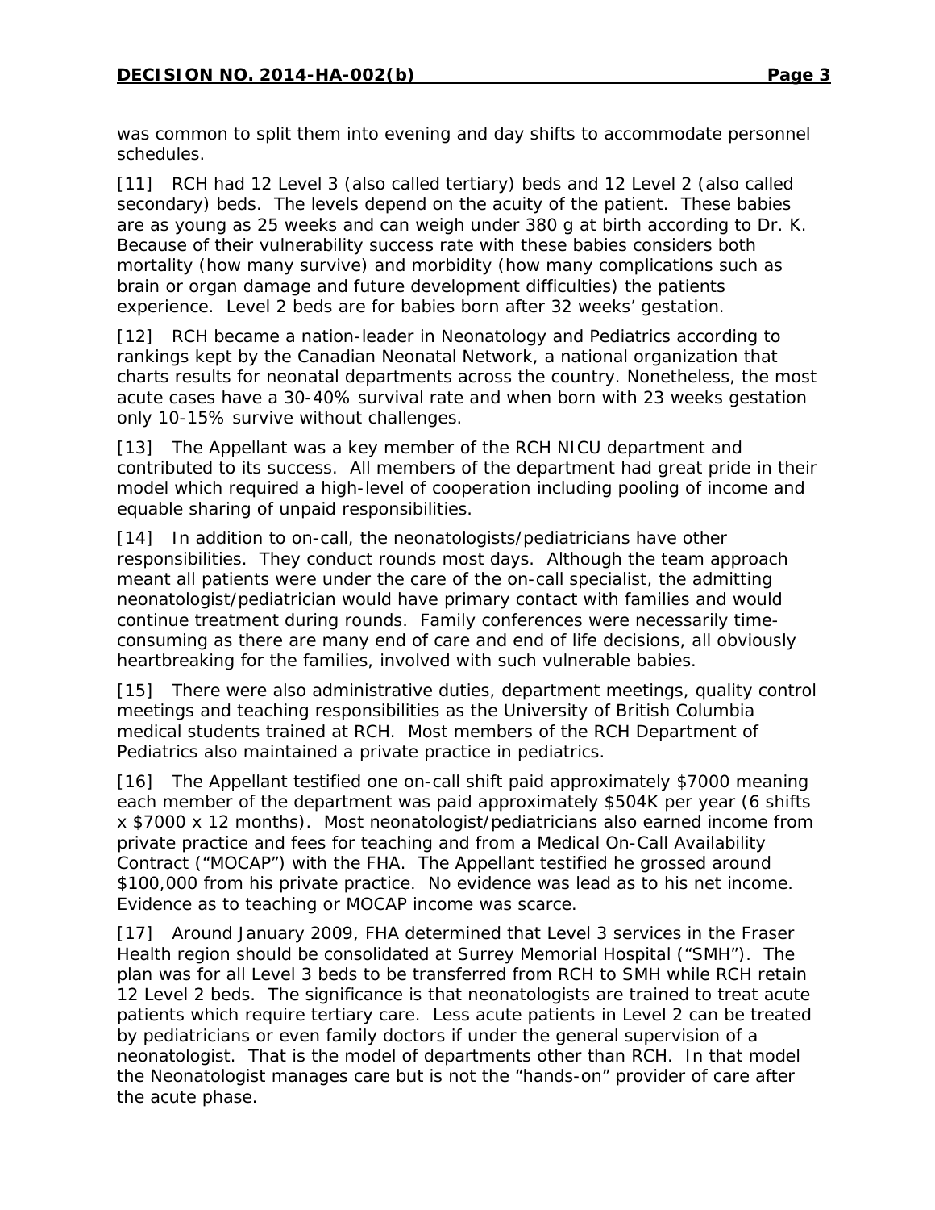was common to split them into evening and day shifts to accommodate personnel schedules.

[11] RCH had 12 Level 3 (also called tertiary) beds and 12 Level 2 (also called secondary) beds. The levels depend on the acuity of the patient. These babies are as young as 25 weeks and can weigh under 380 g at birth according to Dr. K. Because of their vulnerability success rate with these babies considers both mortality (how many survive) and morbidity (how many complications such as brain or organ damage and future development difficulties) the patients experience. Level 2 beds are for babies born after 32 weeks' gestation.

[12] RCH became a nation-leader in Neonatology and Pediatrics according to rankings kept by the Canadian Neonatal Network, a national organization that charts results for neonatal departments across the country. Nonetheless, the most acute cases have a 30-40% survival rate and when born with 23 weeks gestation only 10-15% survive without challenges.

[13] The Appellant was a key member of the RCH NICU department and contributed to its success. All members of the department had great pride in their model which required a high-level of cooperation including pooling of income and equable sharing of unpaid responsibilities.

[14] In addition to on-call, the neonatologists/pediatricians have other responsibilities. They conduct rounds most days. Although the team approach meant all patients were under the care of the on-call specialist, the admitting neonatologist/pediatrician would have primary contact with families and would continue treatment during rounds. Family conferences were necessarily time-consuming as there are many end of care and end of life decisions, all obviously heartbreaking for the families, involved with such vulnerable babies.

[15] There were also administrative duties, department meetings, quality control meetings and teaching responsibilities as the University of British Columbia medical students trained at RCH. Most members of the RCH Department of Pediatrics also maintained a private practice in pediatrics.

[16] The Appellant testified one on-call shift paid approximately $7000 meaning each member of the department was paid approximately $504K per year (6 shifts x $7000 x 12 months). Most neonatologist/pediatricians also earned income from private practice and fees for teaching and from a Medical On-Call Availability Contract ("MOCAP") with the FHA. The Appellant testified he grossed around $100,000 from his private practice. No evidence was lead as to his net income. Evidence as to teaching or MOCAP income was scarce.

[17] Around January 2009, FHA determined that Level 3 services in the Fraser Health region should be consolidated at Surrey Memorial Hospital ("SMH"). The plan was for all Level 3 beds to be transferred from RCH to SMH while RCH retain 12 Level 2 beds. The significance is that neonatologists are trained to treat acute patients which require tertiary care. Less acute patients in Level 2 can be treated by pediatricians or even family doctors if under the general supervision of a neonatologist. That is the model of departments other than RCH. In that model the Neonatologist manages care but is not the "hands-on" provider of care after the acute phase.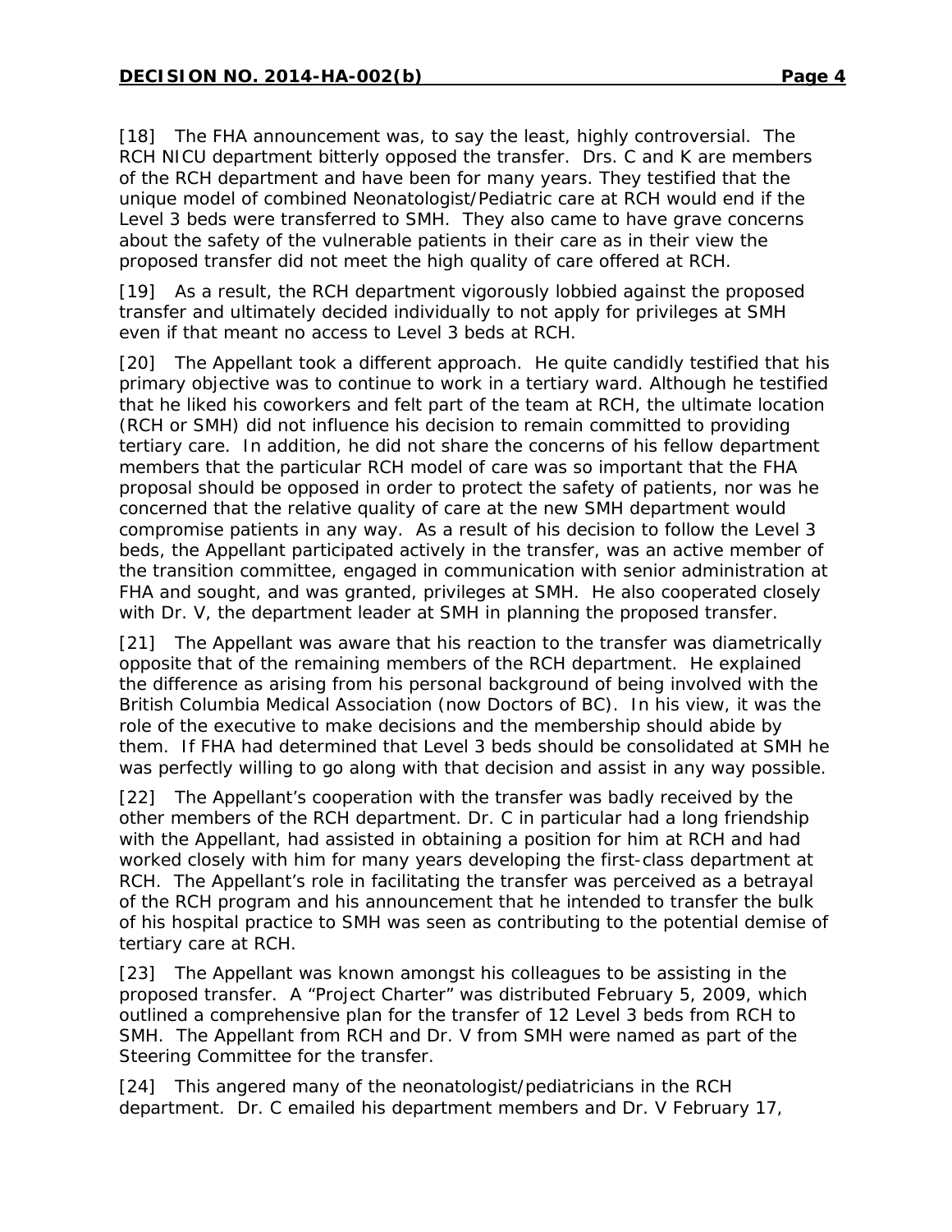[18] The FHA announcement was, to say the least, highly controversial. The RCH NICU department bitterly opposed the transfer. Drs. C and K are members of the RCH department and have been for many years. They testified that the unique model of combined Neonatologist/Pediatric care at RCH would end if the Level 3 beds were transferred to SMH. They also came to have grave concerns about the safety of the vulnerable patients in their care as in their view the proposed transfer did not meet the high quality of care offered at RCH.

[19] As a result, the RCH department vigorously lobbied against the proposed transfer and ultimately decided individually to not apply for privileges at SMH even if that meant no access to Level 3 beds at RCH.

[20] The Appellant took a different approach. He quite candidly testified that his primary objective was to continue to work in a tertiary ward. Although he testified that he liked his coworkers and felt part of the team at RCH, the ultimate location (RCH or SMH) did not influence his decision to remain committed to providing tertiary care. In addition, he did not share the concerns of his fellow department members that the particular RCH model of care was so important that the FHA proposal should be opposed in order to protect the safety of patients, nor was he concerned that the relative quality of care at the new SMH department would compromise patients in any way. As a result of his decision to follow the Level 3 beds, the Appellant participated actively in the transfer, was an active member of the transition committee, engaged in communication with senior administration at FHA and sought, and was granted, privileges at SMH. He also cooperated closely with Dr. V, the department leader at SMH in planning the proposed transfer.

[21] The Appellant was aware that his reaction to the transfer was diametrically opposite that of the remaining members of the RCH department. He explained the difference as arising from his personal background of being involved with the British Columbia Medical Association (now Doctors of BC). In his view, it was the role of the executive to make decisions and the membership should abide by them. If FHA had determined that Level 3 beds should be consolidated at SMH he was perfectly willing to go along with that decision and assist in any way possible.

[22] The Appellant's cooperation with the transfer was badly received by the other members of the RCH department. Dr. C in particular had a long friendship with the Appellant, had assisted in obtaining a position for him at RCH and had worked closely with him for many years developing the first-class department at RCH. The Appellant's role in facilitating the transfer was perceived as a betrayal of the RCH program and his announcement that he intended to transfer the bulk of his hospital practice to SMH was seen as contributing to the potential demise of tertiary care at RCH.

[23] The Appellant was known amongst his colleagues to be assisting in the proposed transfer. A "Project Charter" was distributed February 5, 2009, which outlined a comprehensive plan for the transfer of 12 Level 3 beds from RCH to SMH. The Appellant from RCH and Dr. V from SMH were named as part of the Steering Committee for the transfer.

[24] This angered many of the neonatologist/pediatricians in the RCH department. Dr. C emailed his department members and Dr. V February 17,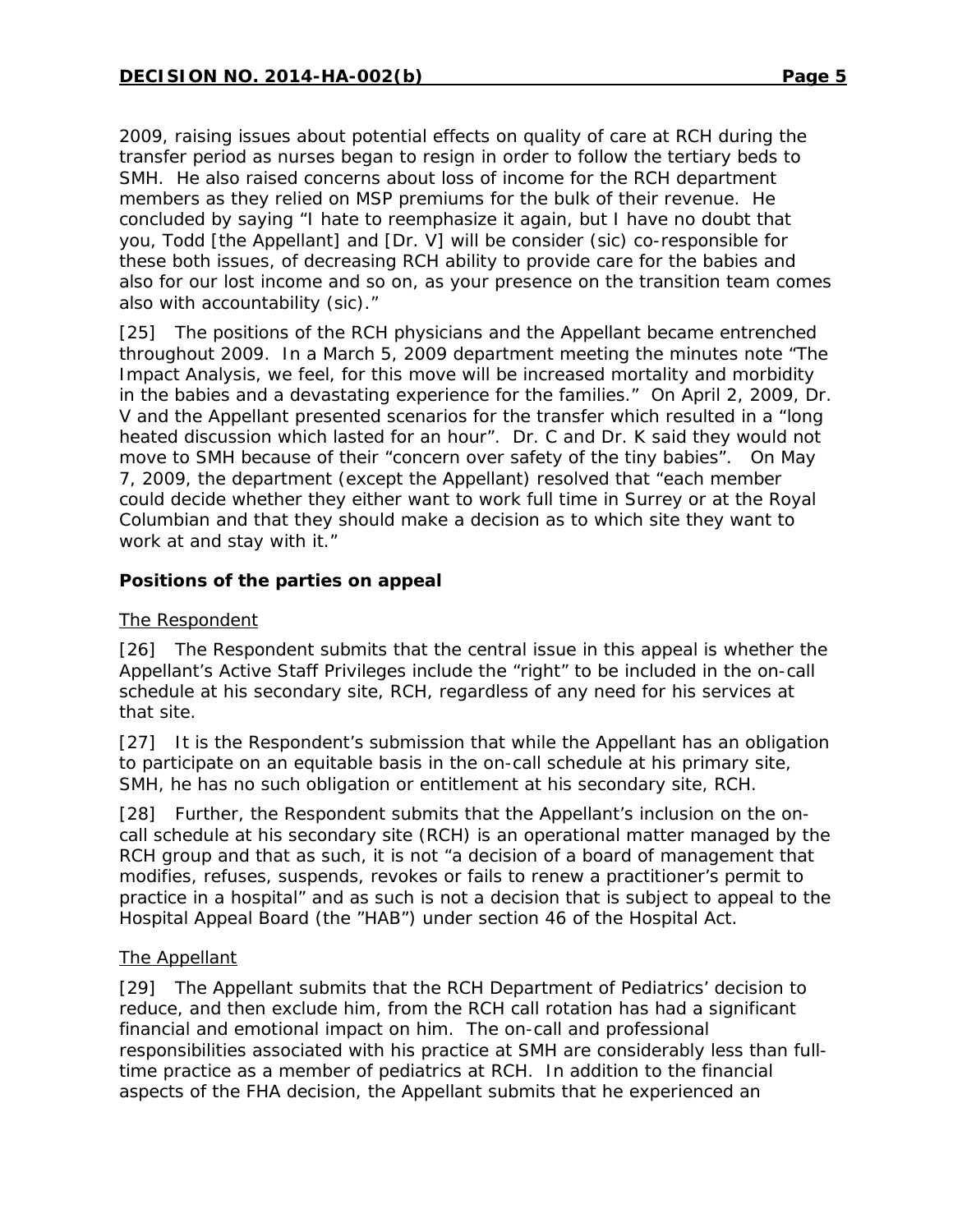2009, raising issues about potential effects on quality of care at RCH during the transfer period as nurses began to resign in order to follow the tertiary beds to SMH. He also raised concerns about loss of income for the RCH department members as they relied on MSP premiums for the bulk of their revenue. He concluded by saying "I hate to reemphasize it again, but I have no doubt that you, Todd [the Appellant] and [Dr. V] will be consider (sic) co-responsible for these both issues, of decreasing RCH ability to provide care for the babies and also for our lost income and so on, as your presence on the transition team comes also with accountability (sic)."

[25] The positions of the RCH physicians and the Appellant became entrenched throughout 2009. In a March 5, 2009 department meeting the minutes note "The Impact Analysis, we feel, for this move will be increased mortality and morbidity in the babies and a devastating experience for the families." On April 2, 2009, Dr. V and the Appellant presented scenarios for the transfer which resulted in a "long heated discussion which lasted for an hour". Dr. C and Dr. K said they would not move to SMH because of their "concern over safety of the tiny babies". On May 7, 2009, the department (except the Appellant) resolved that "each member could decide whether they either want to work full time in Surrey or at the Royal Columbian and that they should make a decision as to which site they want to work at and stay with it."

### Positions of the parties on appeal

#### The Respondent

[26] The Respondent submits that the central issue in this appeal is whether the Appellant's Active Staff Privileges include the "right" to be included in the on-call schedule at his secondary site, RCH, regardless of any need for his services at that site.

[27] It is the Respondent's submission that while the Appellant has an obligation to participate on an equitable basis in the on-call schedule at his primary site, SMH, he has no such obligation or entitlement at his secondary site, RCH.

[28] Further, the Respondent submits that the Appellant's inclusion on the on-call schedule at his secondary site (RCH) is an operational matter managed by the RCH group and that as such, it is not "a decision of a board of management that modifies, refuses, suspends, revokes or fails to renew a practitioner's permit to practice in a hospital" and as such is not a decision that is subject to appeal to the Hospital Appeal Board (the "HAB") under section 46 of the Hospital Act.

#### The Appellant

[29] The Appellant submits that the RCH Department of Pediatrics' decision to reduce, and then exclude him, from the RCH call rotation has had a significant financial and emotional impact on him. The on-call and professional responsibilities associated with his practice at SMH are considerably less than full-time practice as a member of pediatrics at RCH. In addition to the financial aspects of the FHA decision, the Appellant submits that he experienced an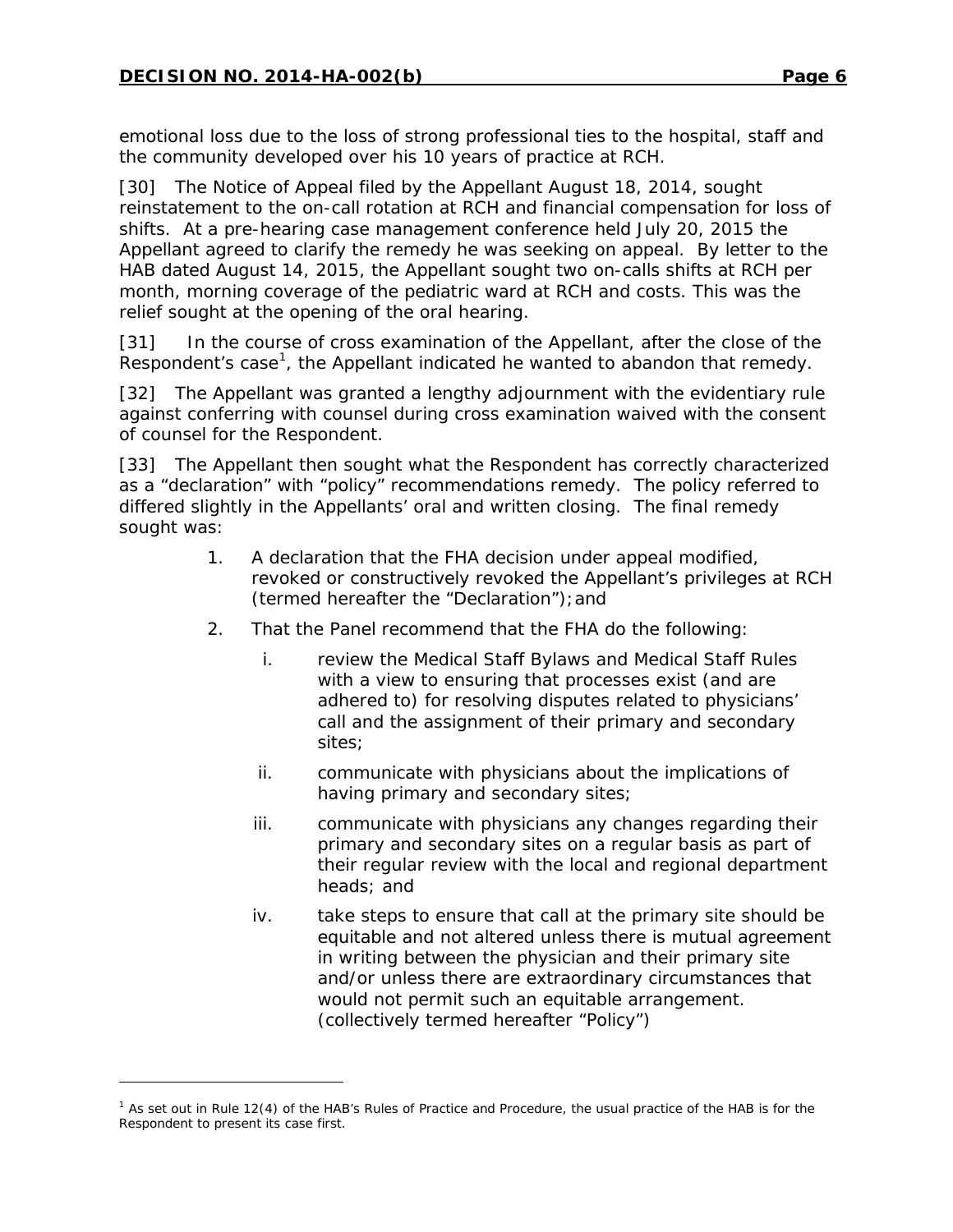emotional loss due to the loss of strong professional ties to the hospital, staff and the community developed over his 10 years of practice at RCH.

[30] The Notice of Appeal filed by the Appellant August 18, 2014, sought reinstatement to the on-call rotation at RCH and financial compensation for loss of shifts. At a pre-hearing case management conference held July 20, 2015 the Appellant agreed to clarify the remedy he was seeking on appeal. By letter to the HAB dated August 14, 2015, the Appellant sought two on-calls shifts at RCH per month, morning coverage of the pediatric ward at RCH and costs. This was the relief sought at the opening of the oral hearing.

[31] In the course of cross examination of the Appellant, after the close of the Respondent's case[1], the Appellant indicated he wanted to abandon that remedy.

[32] The Appellant was granted a lengthy adjournment with the evidentiary rule against conferring with counsel during cross examination waived with the consent of counsel for the Respondent.

[33] The Appellant then sought what the Respondent has correctly characterized as a "declaration" with "policy" recommendations remedy. The policy referred to differed slightly in the Appellants' oral and written closing. The final remedy sought was:

1. A declaration that the FHA decision under appeal modified, revoked or constructively revoked the Appellant's privileges at RCH (termed hereafter the "Declaration"); and
2. That the Panel recommend that the FHA do the following:
    i. review the Medical Staff Bylaws and Medical Staff Rules with a view to ensuring that processes exist (and are adhered to) for resolving disputes related to physicians' call and the assignment of their primary and secondary sites;
    ii. communicate with physicians about the implications of having primary and secondary sites;
    iii. communicate with physicians any changes regarding their primary and secondary sites on a regular basis as part of their regular review with the local and regional department heads; and
    iv. take steps to ensure that call at the primary site should be equitable and not altered unless there is mutual agreement in writing between the physician and their primary site and/or unless there are extraordinary circumstances that would not permit such an equitable arrangement. (collectively termed hereafter "Policy")

[1] As set out in Rule 12(4) of the HAB's Rules of Practice and Procedure, the usual practice of the HAB is for the Respondent to present its case first.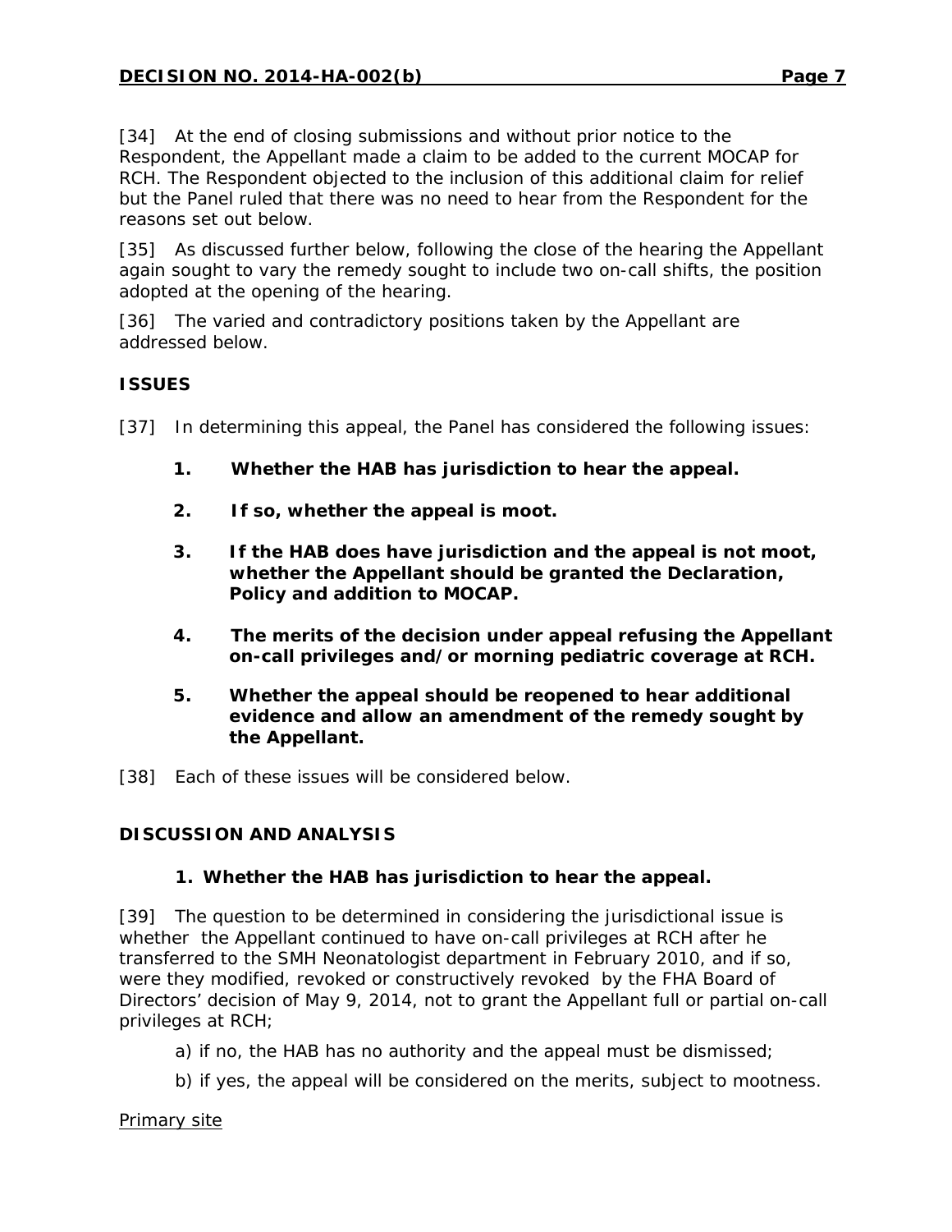[34] At the end of closing submissions and without prior notice to the Respondent, the Appellant made a claim to be added to the current MOCAP for RCH. The Respondent objected to the inclusion of this additional claim for relief but the Panel ruled that there was no need to hear from the Respondent for the reasons set out below.

[35] As discussed further below, following the close of the hearing the Appellant again sought to vary the remedy sought to include two on-call shifts, the position adopted at the opening of the hearing.

[36] The varied and contradictory positions taken by the Appellant are addressed below.

## ISSUES

[37] In determining this appeal, the Panel has considered the following issues:

1. **Whether the HAB has jurisdiction to hear the appeal.**
2. **If so, whether the appeal is moot.**
3. **If the HAB does have jurisdiction and the appeal is not moot, whether the Appellant should be granted the Declaration, Policy and addition to MOCAP.**
4. **The merits of the decision under appeal refusing the Appellant on-call privileges and/or morning pediatric coverage at RCH.**
5. **Whether the appeal should be reopened to hear additional evidence and allow an amendment of the remedy sought by the Appellant.**

[38] Each of these issues will be considered below.

## DISCUSSION AND ANALYSIS

### 1. Whether the HAB has jurisdiction to hear the appeal.

[39] The question to be determined in considering the jurisdictional issue is whether the Appellant continued to have on-call privileges at RCH after he transferred to the SMH Neonatologist department in February 2010, and if so, were they modified, revoked or constructively revoked by the FHA Board of Directors' decision of May 9, 2014, not to grant the Appellant full or partial on-call privileges at RCH;

a) if no, the HAB has no authority and the appeal must be dismissed;

b) if yes, the appeal will be considered on the merits, subject to mootness.

Primary site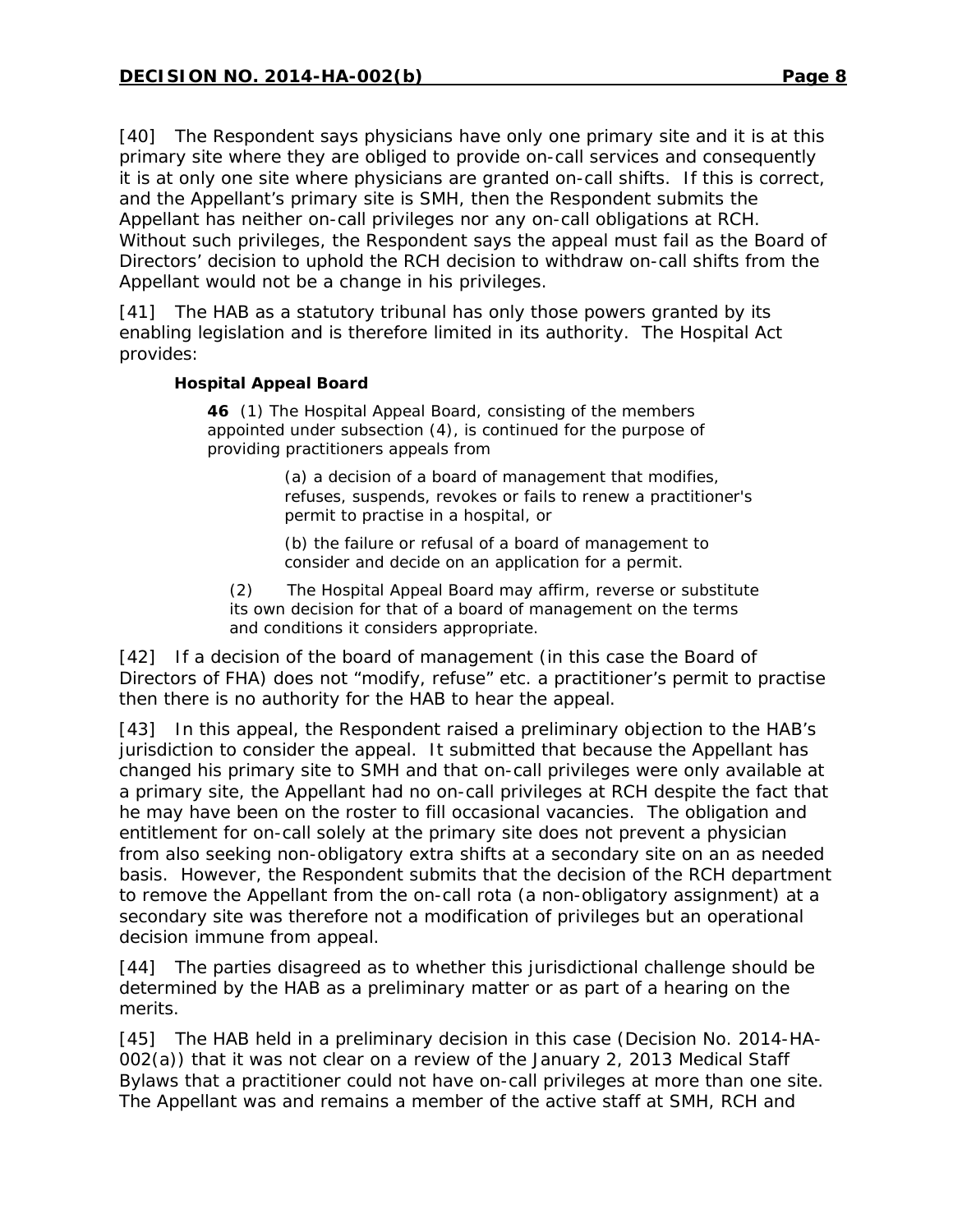[40] The Respondent says physicians have only one primary site and it is at this primary site where they are obliged to provide on-call services and consequently it is at only one site where physicians are granted on-call shifts. If this is correct, and the Appellant's primary site is SMH, then the Respondent submits the Appellant has neither on-call privileges nor any on-call obligations at RCH. Without such privileges, the Respondent says the appeal must fail as the Board of Directors' decision to uphold the RCH decision to withdraw on-call shifts from the Appellant would not be a change in his privileges.

[41] The HAB as a statutory tribunal has only those powers granted by its enabling legislation and is therefore limited in its authority. The Hospital Act provides:

> **Hospital Appeal Board**
>
> **46** (1) The Hospital Appeal Board, consisting of the members appointed under subsection (4), is continued for the purpose of providing practitioners appeals from
>
> > (a) a decision of a board of management that modifies, refuses, suspends, revokes or fails to renew a practitioner's permit to practise in a hospital, or
> >
> > (b) the failure or refusal of a board of management to consider and decide on an application for a permit.
>
> (2) The Hospital Appeal Board may affirm, reverse or substitute its own decision for that of a board of management on the terms and conditions it considers appropriate.

[42] If a decision of the board of management (in this case the Board of Directors of FHA) does not "modify, refuse" etc. a practitioner's permit to practise then there is no authority for the HAB to hear the appeal.

[43] In this appeal, the Respondent raised a preliminary objection to the HAB's jurisdiction to consider the appeal. It submitted that because the Appellant has changed his primary site to SMH and that on-call privileges were only available at a primary site, the Appellant had no on-call privileges at RCH despite the fact that he may have been on the roster to fill occasional vacancies. The obligation and entitlement for on-call solely at the primary site does not prevent a physician from also seeking non-obligatory extra shifts at a secondary site on an as needed basis. However, the Respondent submits that the decision of the RCH department to remove the Appellant from the on-call rota (a non-obligatory assignment) at a secondary site was therefore not a modification of privileges but an operational decision immune from appeal.

[44] The parties disagreed as to whether this jurisdictional challenge should be determined by the HAB as a preliminary matter or as part of a hearing on the merits.

[45] The HAB held in a preliminary decision in this case (Decision No. 2014-HA-002(a)) that it was not clear on a review of the January 2, 2013 Medical Staff Bylaws that a practitioner could not have on-call privileges at more than one site. The Appellant was and remains a member of the active staff at SMH, RCH and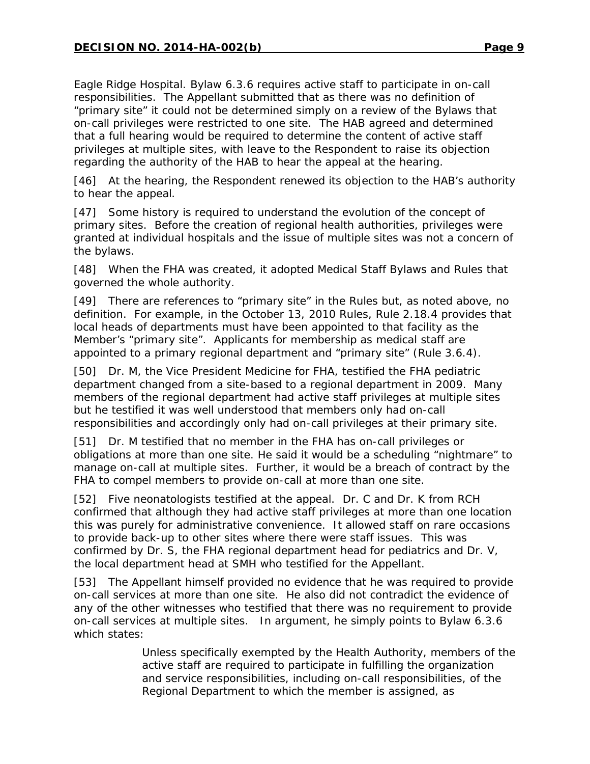Eagle Ridge Hospital. Bylaw 6.3.6 requires active staff to participate in on-call responsibilities. The Appellant submitted that as there was no definition of "primary site" it could not be determined simply on a review of the Bylaws that on-call privileges were restricted to one site. The HAB agreed and determined that a full hearing would be required to determine the content of active staff privileges at multiple sites, with leave to the Respondent to raise its objection regarding the authority of the HAB to hear the appeal at the hearing.

[46] At the hearing, the Respondent renewed its objection to the HAB's authority to hear the appeal.

[47] Some history is required to understand the evolution of the concept of primary sites. Before the creation of regional health authorities, privileges were granted at individual hospitals and the issue of multiple sites was not a concern of the bylaws.

[48] When the FHA was created, it adopted Medical Staff Bylaws and Rules that governed the whole authority.

[49] There are references to "primary site" in the Rules but, as noted above, no definition. For example, in the October 13, 2010 Rules, Rule 2.18.4 provides that local heads of departments must have been appointed to that facility as the Member's "primary site". Applicants for membership as medical staff are appointed to a primary regional department and "primary site" (Rule 3.6.4).

[50] Dr. M, the Vice President Medicine for FHA, testified the FHA pediatric department changed from a site-based to a regional department in 2009. Many members of the regional department had active staff privileges at multiple sites but he testified it was well understood that members only had on-call responsibilities and accordingly only had on-call privileges at their primary site.

[51] Dr. M testified that no member in the FHA has on-call privileges or obligations at more than one site. He said it would be a scheduling "nightmare" to manage on-call at multiple sites. Further, it would be a breach of contract by the FHA to compel members to provide on-call at more than one site.

[52] Five neonatologists testified at the appeal. Dr. C and Dr. K from RCH confirmed that although they had active staff privileges at more than one location this was purely for administrative convenience. It allowed staff on rare occasions to provide back-up to other sites where there were staff issues. This was confirmed by Dr. S, the FHA regional department head for pediatrics and Dr. V, the local department head at SMH who testified for the Appellant.

[53] The Appellant himself provided no evidence that he was required to provide on-call services at more than one site. He also did not contradict the evidence of any of the other witnesses who testified that there was no requirement to provide on-call services at multiple sites. In argument, he simply points to Bylaw 6.3.6 which states:

> Unless specifically exempted by the Health Authority, members of the active staff are required to participate in fulfilling the organization and service responsibilities, including on-call responsibilities, of the Regional Department to which the member is assigned, as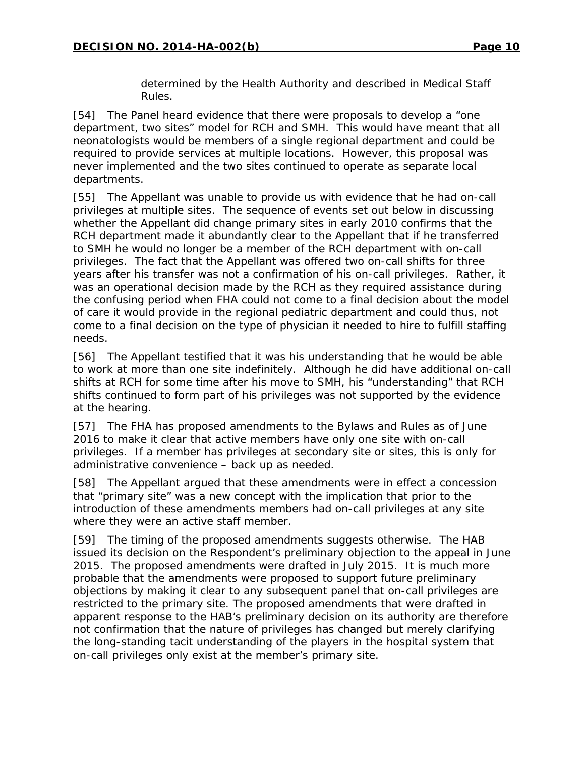determined by the Health Authority and described in Medical Staff Rules.

[54] The Panel heard evidence that there were proposals to develop a "one department, two sites" model for RCH and SMH. This would have meant that all neonatologists would be members of a single regional department and could be required to provide services at multiple locations. However, this proposal was never implemented and the two sites continued to operate as separate local departments.

[55] The Appellant was unable to provide us with evidence that he had on-call privileges at multiple sites. The sequence of events set out below in discussing whether the Appellant did change primary sites in early 2010 confirms that the RCH department made it abundantly clear to the Appellant that if he transferred to SMH he would no longer be a member of the RCH department with on-call privileges. The fact that the Appellant was offered two on-call shifts for three years after his transfer was not a confirmation of his on-call privileges. Rather, it was an operational decision made by the RCH as they required assistance during the confusing period when FHA could not come to a final decision about the model of care it would provide in the regional pediatric department and could thus, not come to a final decision on the type of physician it needed to hire to fulfill staffing needs.

[56] The Appellant testified that it was his understanding that he would be able to work at more than one site indefinitely. Although he did have additional on-call shifts at RCH for some time after his move to SMH, his "understanding" that RCH shifts continued to form part of his privileges was not supported by the evidence at the hearing.

[57] The FHA has proposed amendments to the Bylaws and Rules as of June 2016 to make it clear that active members have only one site with on-call privileges. If a member has privileges at secondary site or sites, this is only for administrative convenience – back up as needed.

[58] The Appellant argued that these amendments were in effect a concession that "primary site" was a new concept with the implication that prior to the introduction of these amendments members had on-call privileges at any site where they were an active staff member.

[59] The timing of the proposed amendments suggests otherwise. The HAB issued its decision on the Respondent's preliminary objection to the appeal in June 2015. The proposed amendments were drafted in July 2015. It is much more probable that the amendments were proposed to support future preliminary objections by making it clear to any subsequent panel that on-call privileges are restricted to the primary site. The proposed amendments that were drafted in apparent response to the HAB's preliminary decision on its authority are therefore not confirmation that the nature of privileges has changed but merely clarifying the long-standing tacit understanding of the players in the hospital system that on-call privileges only exist at the member's primary site.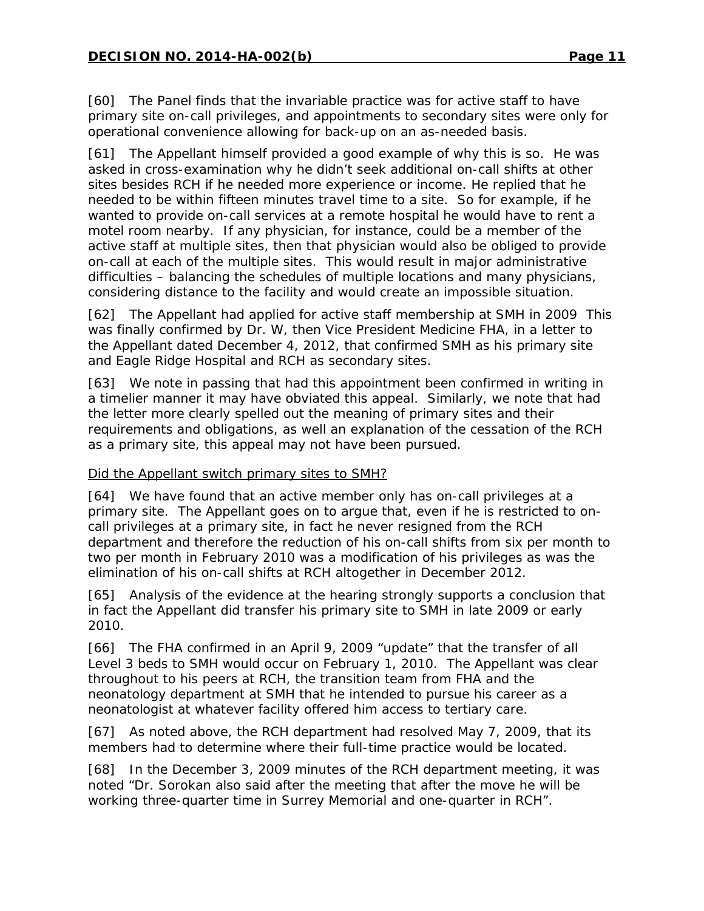[60] The Panel finds that the invariable practice was for active staff to have primary site on-call privileges, and appointments to secondary sites were only for operational convenience allowing for back-up on an as-needed basis.

[61] The Appellant himself provided a good example of why this is so. He was asked in cross-examination why he didn't seek additional on-call shifts at other sites besides RCH if he needed more experience or income. He replied that he needed to be within fifteen minutes travel time to a site. So for example, if he wanted to provide on-call services at a remote hospital he would have to rent a motel room nearby. If any physician, for instance, could be a member of the active staff at multiple sites, then that physician would also be obliged to provide on-call at each of the multiple sites. This would result in major administrative difficulties – balancing the schedules of multiple locations and many physicians, considering distance to the facility and would create an impossible situation.

[62] The Appellant had applied for active staff membership at SMH in 2009 This was finally confirmed by Dr. W, then Vice President Medicine FHA, in a letter to the Appellant dated December 4, 2012, that confirmed SMH as his primary site and Eagle Ridge Hospital and RCH as secondary sites.

[63] We note in passing that had this appointment been confirmed in writing in a timelier manner it may have obviated this appeal. Similarly, we note that had the letter more clearly spelled out the meaning of primary sites and their requirements and obligations, as well an explanation of the cessation of the RCH as a primary site, this appeal may not have been pursued.

<u>Did the Appellant switch primary sites to SMH?</u>

[64] We have found that an active member only has on-call privileges at a primary site. The Appellant goes on to argue that, even if he is restricted to on-call privileges at a primary site, in fact he never resigned from the RCH department and therefore the reduction of his on-call shifts from six per month to two per month in February 2010 was a modification of his privileges as was the elimination of his on-call shifts at RCH altogether in December 2012.

[65] Analysis of the evidence at the hearing strongly supports a conclusion that in fact the Appellant did transfer his primary site to SMH in late 2009 or early 2010.

[66] The FHA confirmed in an April 9, 2009 "update" that the transfer of all Level 3 beds to SMH would occur on February 1, 2010. The Appellant was clear throughout to his peers at RCH, the transition team from FHA and the neonatology department at SMH that he intended to pursue his career as a neonatologist at whatever facility offered him access to tertiary care.

[67] As noted above, the RCH department had resolved May 7, 2009, that its members had to determine where their full-time practice would be located.

[68] In the December 3, 2009 minutes of the RCH department meeting, it was noted "Dr. Sorokan also said after the meeting that after the move he will be working three-quarter time in Surrey Memorial and one-quarter in RCH".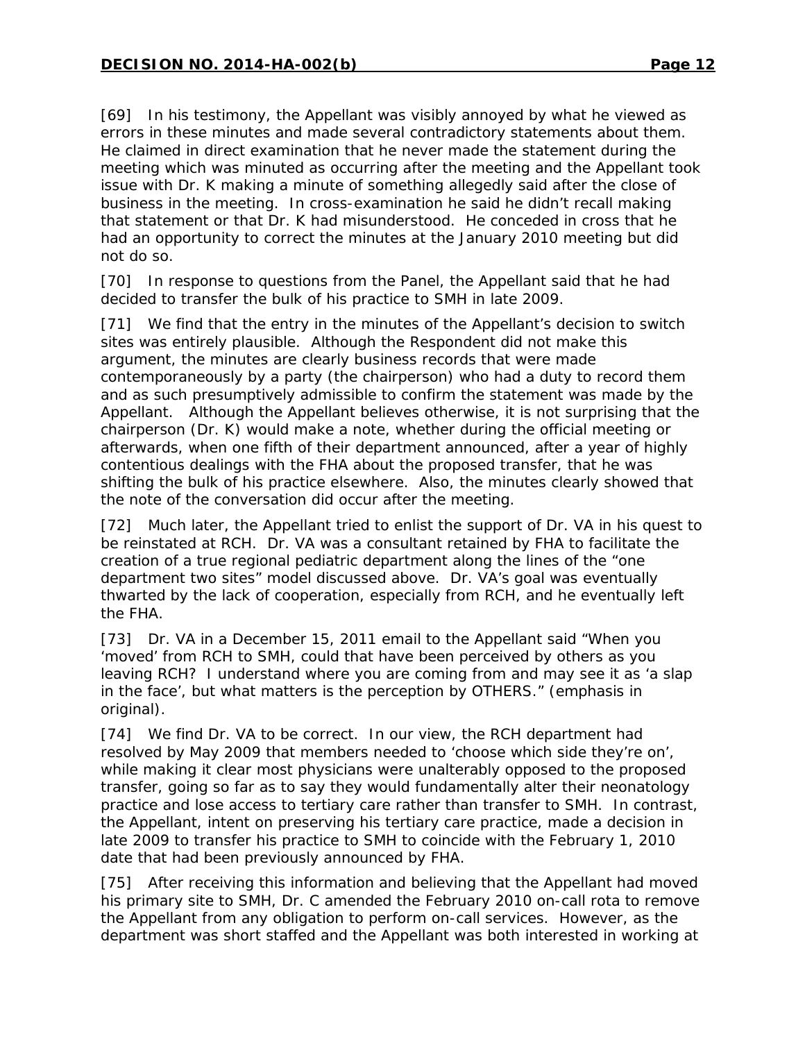[69] In his testimony, the Appellant was visibly annoyed by what he viewed as errors in these minutes and made several contradictory statements about them. He claimed in direct examination that he never made the statement during the meeting which was minuted as occurring after the meeting and the Appellant took issue with Dr. K making a minute of something allegedly said after the close of business in the meeting. In cross-examination he said he didn't recall making that statement or that Dr. K had misunderstood. He conceded in cross that he had an opportunity to correct the minutes at the January 2010 meeting but did not do so.

[70] In response to questions from the Panel, the Appellant said that he had decided to transfer the bulk of his practice to SMH in late 2009.

[71] We find that the entry in the minutes of the Appellant's decision to switch sites was entirely plausible. Although the Respondent did not make this argument, the minutes are clearly business records that were made contemporaneously by a party (the chairperson) who had a duty to record them and as such presumptively admissible to confirm the statement was made by the Appellant. Although the Appellant believes otherwise, it is not surprising that the chairperson (Dr. K) would make a note, whether during the official meeting or afterwards, when one fifth of their department announced, after a year of highly contentious dealings with the FHA about the proposed transfer, that he was shifting the bulk of his practice elsewhere. Also, the minutes clearly showed that the note of the conversation did occur after the meeting.

[72] Much later, the Appellant tried to enlist the support of Dr. VA in his quest to be reinstated at RCH. Dr. VA was a consultant retained by FHA to facilitate the creation of a true regional pediatric department along the lines of the "one department two sites" model discussed above. Dr. VA's goal was eventually thwarted by the lack of cooperation, especially from RCH, and he eventually left the FHA.

[73] Dr. VA in a December 15, 2011 email to the Appellant said "When you 'moved' from RCH to SMH, could that have been perceived by others as you leaving RCH? I understand where you are coming from and may see it as 'a slap in the face', but what matters is the perception by OTHERS." (emphasis in original).

[74] We find Dr. VA to be correct. In our view, the RCH department had resolved by May 2009 that members needed to 'choose which side they're on', while making it clear most physicians were unalterably opposed to the proposed transfer, going so far as to say they would fundamentally alter their neonatology practice and lose access to tertiary care rather than transfer to SMH. In contrast, the Appellant, intent on preserving his tertiary care practice, made a decision in late 2009 to transfer his practice to SMH to coincide with the February 1, 2010 date that had been previously announced by FHA.

[75] After receiving this information and believing that the Appellant had moved his primary site to SMH, Dr. C amended the February 2010 on-call rota to remove the Appellant from any obligation to perform on-call services. However, as the department was short staffed and the Appellant was both interested in working at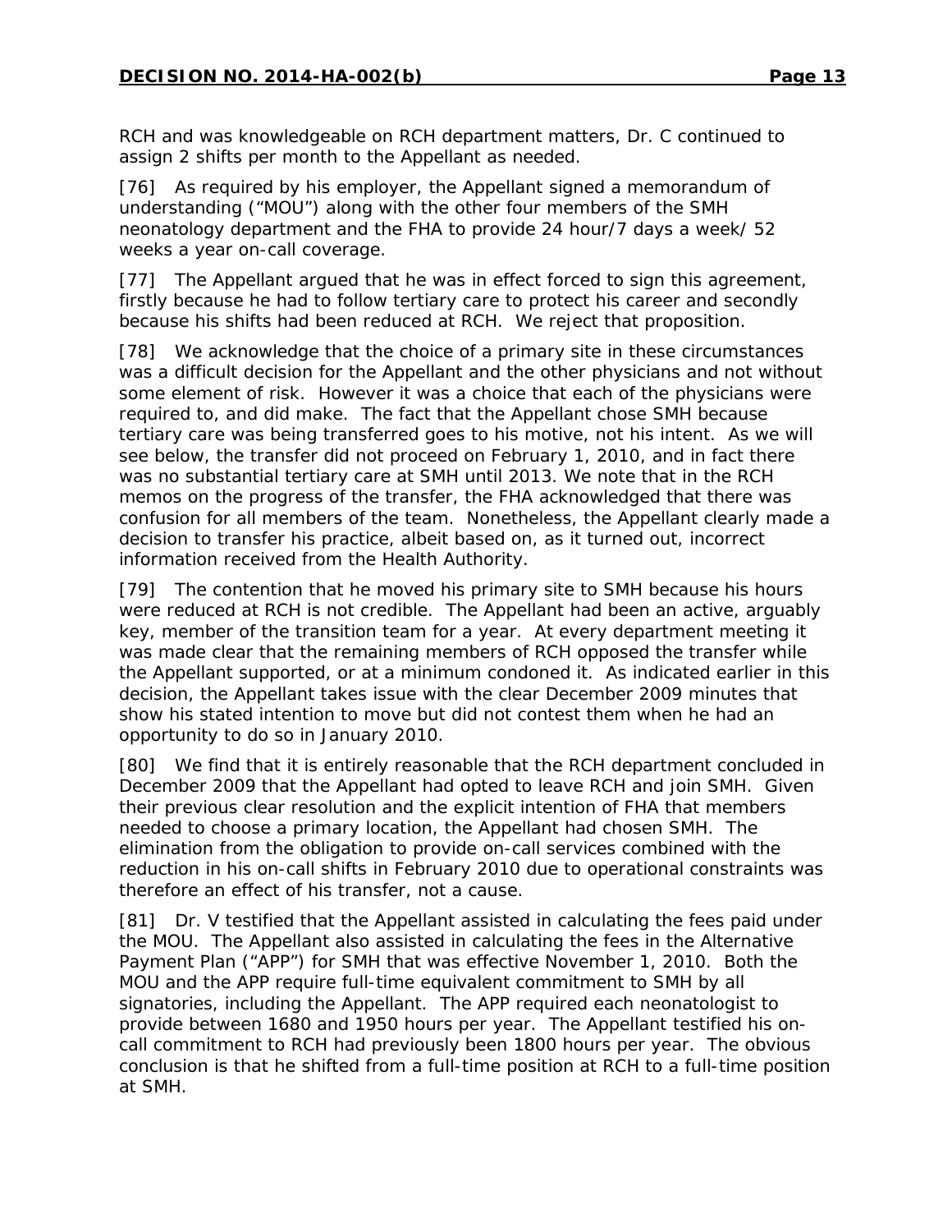RCH and was knowledgeable on RCH department matters, Dr. C continued to assign 2 shifts per month to the Appellant as needed.

[76] As required by his employer, the Appellant signed a memorandum of understanding ("MOU") along with the other four members of the SMH neonatology department and the FHA to provide 24 hour/7 days a week/ 52 weeks a year on-call coverage.

[77] The Appellant argued that he was in effect forced to sign this agreement, firstly because he had to follow tertiary care to protect his career and secondly because his shifts had been reduced at RCH. We reject that proposition.

[78] We acknowledge that the choice of a primary site in these circumstances was a difficult decision for the Appellant and the other physicians and not without some element of risk. However it was a choice that each of the physicians were required to, and did make. The fact that the Appellant chose SMH because tertiary care was being transferred goes to his motive, not his intent. As we will see below, the transfer did not proceed on February 1, 2010, and in fact there was no substantial tertiary care at SMH until 2013. We note that in the RCH memos on the progress of the transfer, the FHA acknowledged that there was confusion for all members of the team. Nonetheless, the Appellant clearly made a decision to transfer his practice, albeit based on, as it turned out, incorrect information received from the Health Authority.

[79] The contention that he moved his primary site to SMH because his hours were reduced at RCH is not credible. The Appellant had been an active, arguably key, member of the transition team for a year. At every department meeting it was made clear that the remaining members of RCH opposed the transfer while the Appellant supported, or at a minimum condoned it. As indicated earlier in this decision, the Appellant takes issue with the clear December 2009 minutes that show his stated intention to move but did not contest them when he had an opportunity to do so in January 2010.

[80] We find that it is entirely reasonable that the RCH department concluded in December 2009 that the Appellant had opted to leave RCH and join SMH. Given their previous clear resolution and the explicit intention of FHA that members needed to choose a primary location, the Appellant had chosen SMH. The elimination from the obligation to provide on-call services combined with the reduction in his on-call shifts in February 2010 due to operational constraints was therefore an effect of his transfer, not a cause.

[81] Dr. V testified that the Appellant assisted in calculating the fees paid under the MOU. The Appellant also assisted in calculating the fees in the Alternative Payment Plan ("APP") for SMH that was effective November 1, 2010. Both the MOU and the APP require full-time equivalent commitment to SMH by all signatories, including the Appellant. The APP required each neonatologist to provide between 1680 and 1950 hours per year. The Appellant testified his on-call commitment to RCH had previously been 1800 hours per year. The obvious conclusion is that he shifted from a full-time position at RCH to a full-time position at SMH.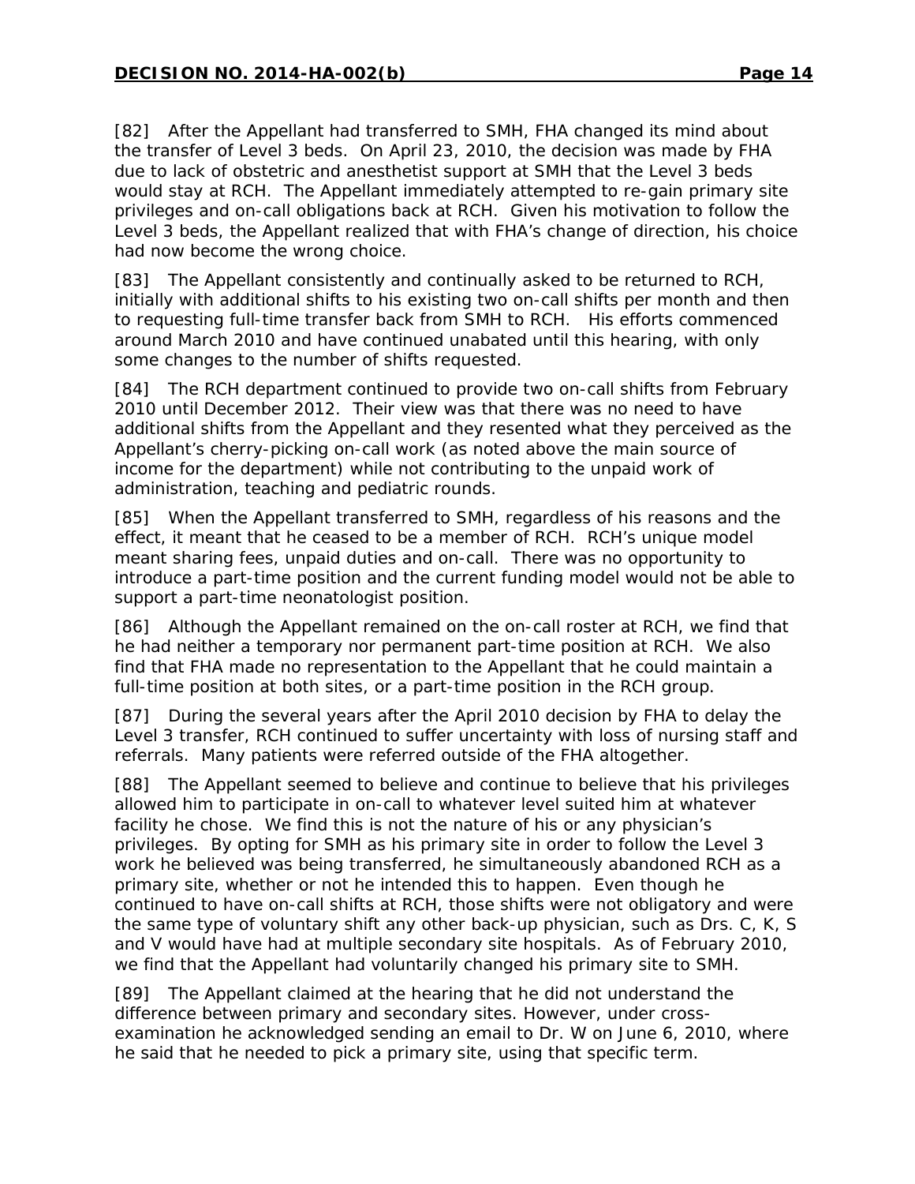[82] After the Appellant had transferred to SMH, FHA changed its mind about the transfer of Level 3 beds. On April 23, 2010, the decision was made by FHA due to lack of obstetric and anesthetist support at SMH that the Level 3 beds would stay at RCH. The Appellant immediately attempted to re-gain primary site privileges and on-call obligations back at RCH. Given his motivation to follow the Level 3 beds, the Appellant realized that with FHA's change of direction, his choice had now become the wrong choice.

[83] The Appellant consistently and continually asked to be returned to RCH, initially with additional shifts to his existing two on-call shifts per month and then to requesting full-time transfer back from SMH to RCH. His efforts commenced around March 2010 and have continued unabated until this hearing, with only some changes to the number of shifts requested.

[84] The RCH department continued to provide two on-call shifts from February 2010 until December 2012. Their view was that there was no need to have additional shifts from the Appellant and they resented what they perceived as the Appellant's cherry-picking on-call work (as noted above the main source of income for the department) while not contributing to the unpaid work of administration, teaching and pediatric rounds.

[85] When the Appellant transferred to SMH, regardless of his reasons and the effect, it meant that he ceased to be a member of RCH. RCH's unique model meant sharing fees, unpaid duties and on-call. There was no opportunity to introduce a part-time position and the current funding model would not be able to support a part-time neonatologist position.

[86] Although the Appellant remained on the on-call roster at RCH, we find that he had neither a temporary nor permanent part-time position at RCH. We also find that FHA made no representation to the Appellant that he could maintain a full-time position at both sites, or a part-time position in the RCH group.

[87] During the several years after the April 2010 decision by FHA to delay the Level 3 transfer, RCH continued to suffer uncertainty with loss of nursing staff and referrals. Many patients were referred outside of the FHA altogether.

[88] The Appellant seemed to believe and continue to believe that his privileges allowed him to participate in on-call to whatever level suited him at whatever facility he chose. We find this is not the nature of his or any physician's privileges. By opting for SMH as his primary site in order to follow the Level 3 work he believed was being transferred, he simultaneously abandoned RCH as a primary site, whether or not he intended this to happen. Even though he continued to have on-call shifts at RCH, those shifts were not obligatory and were the same type of voluntary shift any other back-up physician, such as Drs. C, K, S and V would have had at multiple secondary site hospitals. As of February 2010, we find that the Appellant had voluntarily changed his primary site to SMH.

[89] The Appellant claimed at the hearing that he did not understand the difference between primary and secondary sites. However, under cross-examination he acknowledged sending an email to Dr. W on June 6, 2010, where he said that he needed to pick a primary site, using that specific term.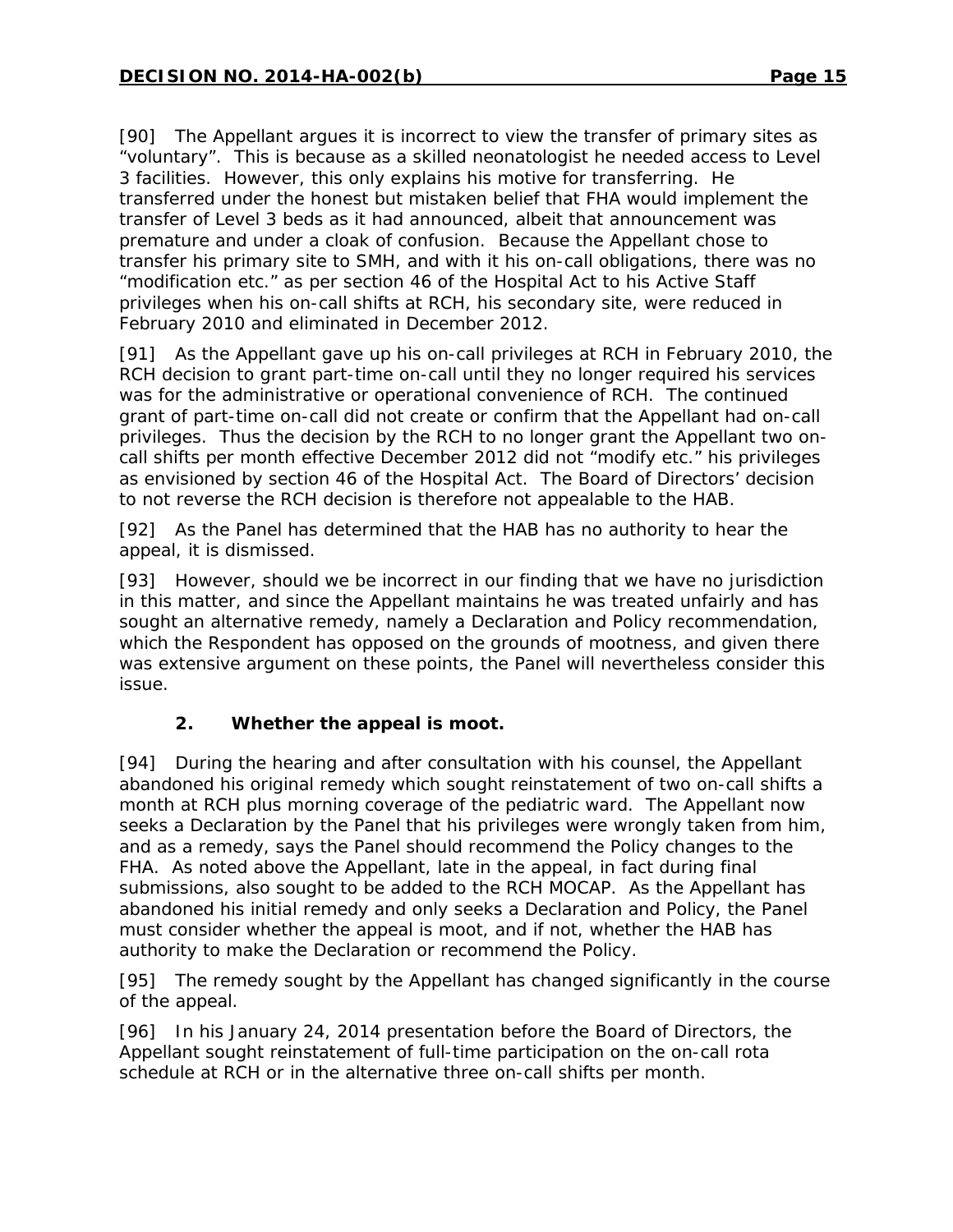[90] The Appellant argues it is incorrect to view the transfer of primary sites as "voluntary". This is because as a skilled neonatologist he needed access to Level 3 facilities. However, this only explains his motive for transferring. He transferred under the honest but mistaken belief that FHA would implement the transfer of Level 3 beds as it had announced, albeit that announcement was premature and under a cloak of confusion. Because the Appellant chose to transfer his primary site to SMH, and with it his on-call obligations, there was no "modification etc." as per section 46 of the Hospital Act to his Active Staff privileges when his on-call shifts at RCH, his secondary site, were reduced in February 2010 and eliminated in December 2012.

[91] As the Appellant gave up his on-call privileges at RCH in February 2010, the RCH decision to grant part-time on-call until they no longer required his services was for the administrative or operational convenience of RCH. The continued grant of part-time on-call did not create or confirm that the Appellant had on-call privileges. Thus the decision by the RCH to no longer grant the Appellant two on-call shifts per month effective December 2012 did not "modify etc." his privileges as envisioned by section 46 of the Hospital Act. The Board of Directors' decision to not reverse the RCH decision is therefore not appealable to the HAB.

[92] As the Panel has determined that the HAB has no authority to hear the appeal, it is dismissed.

[93] However, should we be incorrect in our finding that we have no jurisdiction in this matter, and since the Appellant maintains he was treated unfairly and has sought an alternative remedy, namely a Declaration and Policy recommendation, which the Respondent has opposed on the grounds of mootness, and given there was extensive argument on these points, the Panel will nevertheless consider this issue.

### 2. Whether the appeal is moot.

[94] During the hearing and after consultation with his counsel, the Appellant abandoned his original remedy which sought reinstatement of two on-call shifts a month at RCH plus morning coverage of the pediatric ward. The Appellant now seeks a Declaration by the Panel that his privileges were wrongly taken from him, and as a remedy, says the Panel should recommend the Policy changes to the FHA. As noted above the Appellant, late in the appeal, in fact during final submissions, also sought to be added to the RCH MOCAP. As the Appellant has abandoned his initial remedy and only seeks a Declaration and Policy, the Panel must consider whether the appeal is moot, and if not, whether the HAB has authority to make the Declaration or recommend the Policy.

[95] The remedy sought by the Appellant has changed significantly in the course of the appeal.

[96] In his January 24, 2014 presentation before the Board of Directors, the Appellant sought reinstatement of full-time participation on the on-call rota schedule at RCH or in the alternative three on-call shifts per month.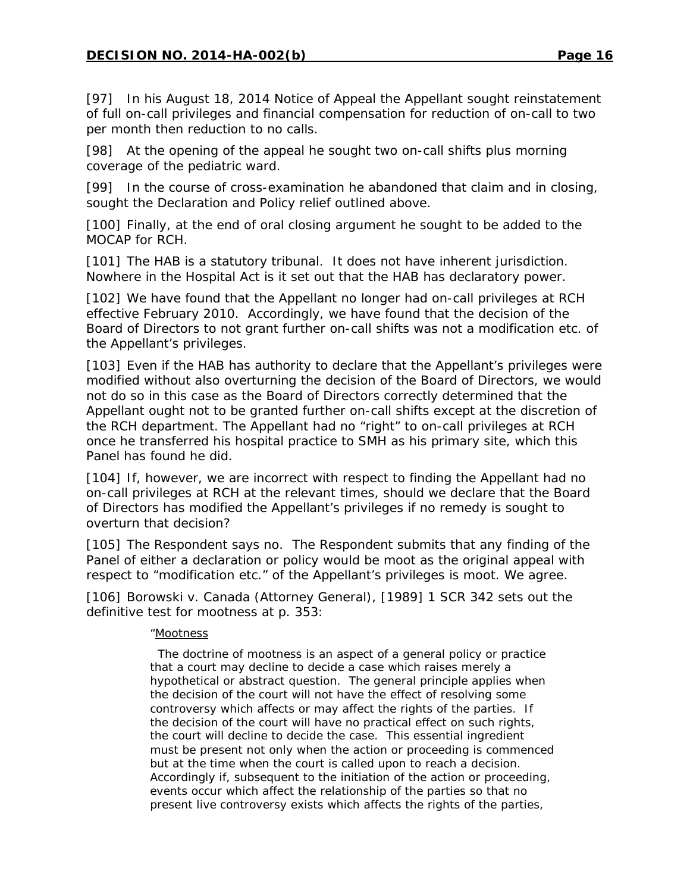[97] In his August 18, 2014 Notice of Appeal the Appellant sought reinstatement of full on-call privileges and financial compensation for reduction of on-call to two per month then reduction to no calls.

[98] At the opening of the appeal he sought two on-call shifts plus morning coverage of the pediatric ward.

[99] In the course of cross-examination he abandoned that claim and in closing, sought the Declaration and Policy relief outlined above.

[100] Finally, at the end of oral closing argument he sought to be added to the MOCAP for RCH.

[101] The HAB is a statutory tribunal. It does not have inherent jurisdiction. Nowhere in the Hospital Act is it set out that the HAB has declaratory power.

[102] We have found that the Appellant no longer had on-call privileges at RCH effective February 2010. Accordingly, we have found that the decision of the Board of Directors to not grant further on-call shifts was not a modification etc. of the Appellant's privileges.

[103] Even if the HAB has authority to declare that the Appellant's privileges were modified without also overturning the decision of the Board of Directors, we would not do so in this case as the Board of Directors correctly determined that the Appellant ought not to be granted further on-call shifts except at the discretion of the RCH department. The Appellant had no "right" to on-call privileges at RCH once he transferred his hospital practice to SMH as his primary site, which this Panel has found he did.

[104] If, however, we are incorrect with respect to finding the Appellant had no on-call privileges at RCH at the relevant times, should we declare that the Board of Directors has modified the Appellant's privileges if no remedy is sought to overturn that decision?

[105] The Respondent says no. The Respondent submits that any finding of the Panel of either a declaration or policy would be moot as the original appeal with respect to "modification etc." of the Appellant's privileges is moot. We agree.

[106] Borowski v. Canada (Attorney General), [1989] 1 SCR 342 sets out the definitive test for mootness at p. 353:

> "Mootness
>
> The doctrine of mootness is an aspect of a general policy or practice that a court may decline to decide a case which raises merely a hypothetical or abstract question. The general principle applies when the decision of the court will not have the effect of resolving some controversy which affects or may affect the rights of the parties. If the decision of the court will have no practical effect on such rights, the court will decline to decide the case. This essential ingredient must be present not only when the action or proceeding is commenced but at the time when the court is called upon to reach a decision. Accordingly if, subsequent to the initiation of the action or proceeding, events occur which affect the relationship of the parties so that no present live controversy exists which affects the rights of the parties,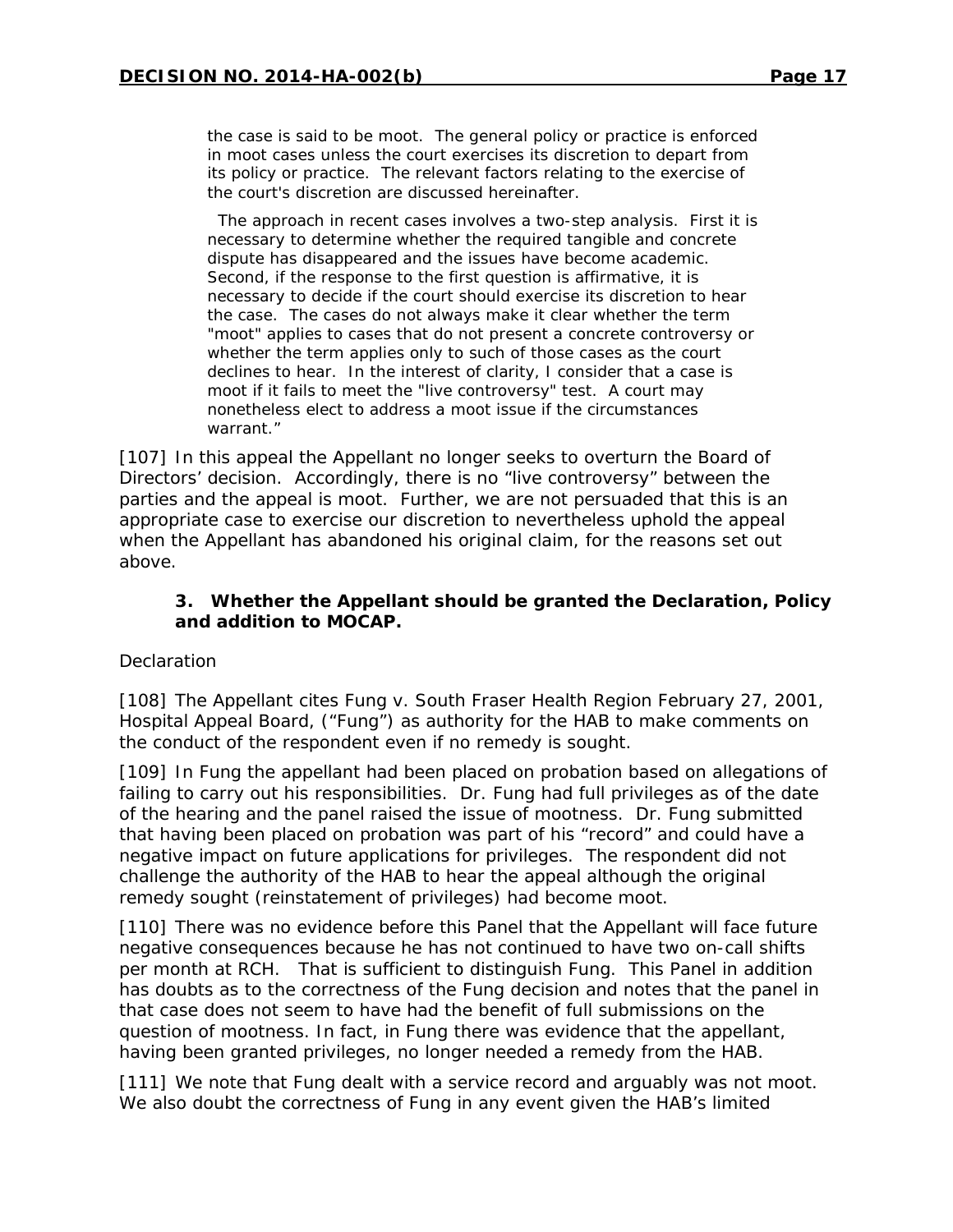> the case is said to be moot. The general policy or practice is enforced in moot cases unless the court exercises its discretion to depart from its policy or practice. The relevant factors relating to the exercise of the court's discretion are discussed hereinafter.
>
> The approach in recent cases involves a two-step analysis. First it is necessary to determine whether the required tangible and concrete dispute has disappeared and the issues have become academic. Second, if the response to the first question is affirmative, it is necessary to decide if the court should exercise its discretion to hear the case. The cases do not always make it clear whether the term "moot" applies to cases that do not present a concrete controversy or whether the term applies only to such of those cases as the court declines to hear. In the interest of clarity, I consider that a case is moot if it fails to meet the "live controversy" test. A court may nonetheless elect to address a moot issue if the circumstances warrant."

[107] In this appeal the Appellant no longer seeks to overturn the Board of Directors' decision. Accordingly, there is no "live controversy" between the parties and the appeal is moot. Further, we are not persuaded that this is an appropriate case to exercise our discretion to nevertheless uphold the appeal when the Appellant has abandoned his original claim, for the reasons set out above.

### 3. Whether the Appellant should be granted the Declaration, Policy and addition to MOCAP.

Declaration

[108] The Appellant cites Fung v. South Fraser Health Region February 27, 2001, Hospital Appeal Board, ("Fung") as authority for the HAB to make comments on the conduct of the respondent even if no remedy is sought.

[109] In Fung the appellant had been placed on probation based on allegations of failing to carry out his responsibilities. Dr. Fung had full privileges as of the date of the hearing and the panel raised the issue of mootness. Dr. Fung submitted that having been placed on probation was part of his "record" and could have a negative impact on future applications for privileges. The respondent did not challenge the authority of the HAB to hear the appeal although the original remedy sought (reinstatement of privileges) had become moot.

[110] There was no evidence before this Panel that the Appellant will face future negative consequences because he has not continued to have two on-call shifts per month at RCH. That is sufficient to distinguish Fung. This Panel in addition has doubts as to the correctness of the Fung decision and notes that the panel in that case does not seem to have had the benefit of full submissions on the question of mootness. In fact, in Fung there was evidence that the appellant, having been granted privileges, no longer needed a remedy from the HAB.

[111] We note that Fung dealt with a service record and arguably was not moot. We also doubt the correctness of Fung in any event given the HAB's limited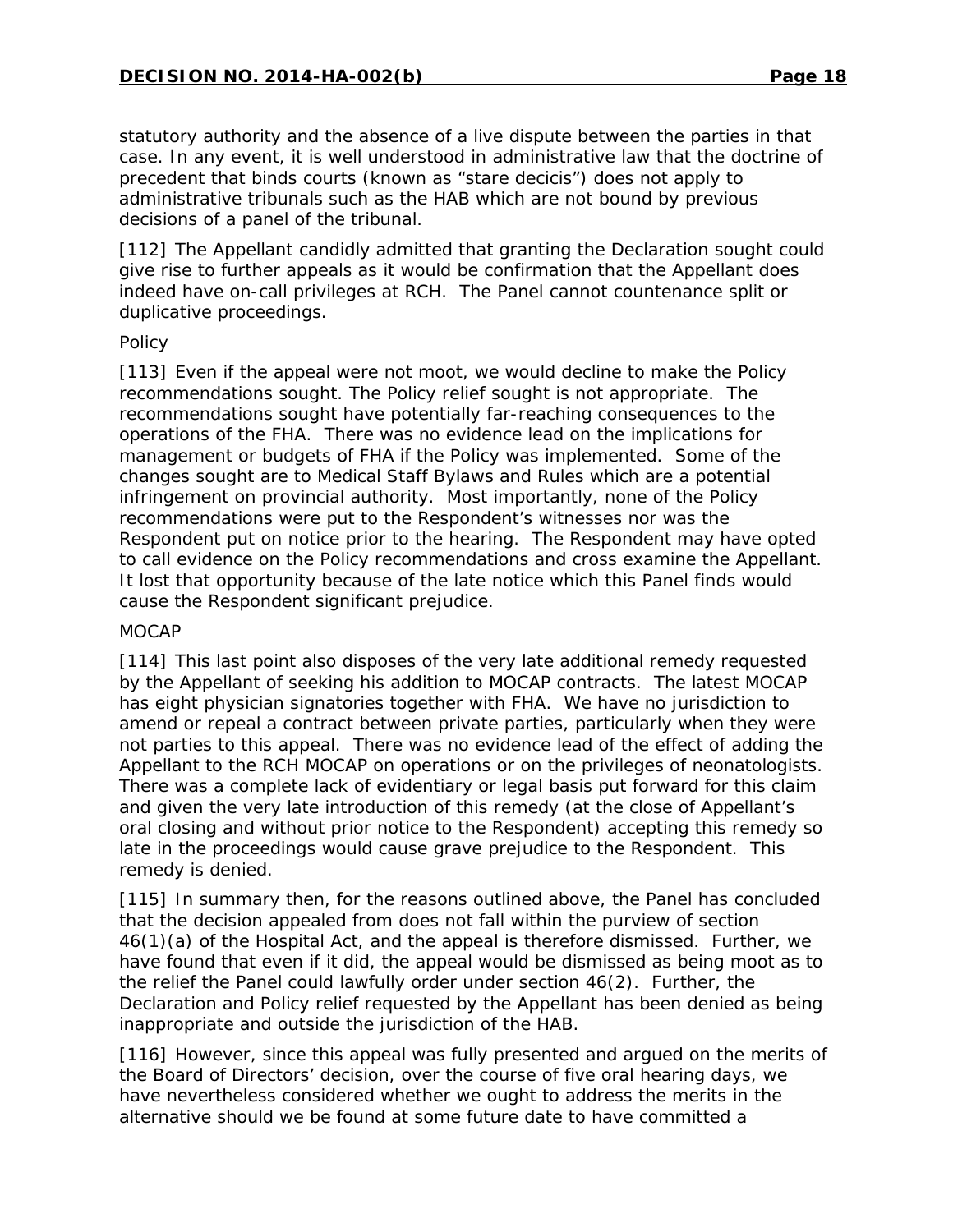statutory authority and the absence of a live dispute between the parties in that case. In any event, it is well understood in administrative law that the doctrine of precedent that binds courts (known as "stare decicis") does not apply to administrative tribunals such as the HAB which are not bound by previous decisions of a panel of the tribunal.

[112] The Appellant candidly admitted that granting the Declaration sought could give rise to further appeals as it would be confirmation that the Appellant does indeed have on-call privileges at RCH. The Panel cannot countenance split or duplicative proceedings.

Policy

[113] Even if the appeal were not moot, we would decline to make the Policy recommendations sought. The Policy relief sought is not appropriate. The recommendations sought have potentially far-reaching consequences to the operations of the FHA. There was no evidence lead on the implications for management or budgets of FHA if the Policy was implemented. Some of the changes sought are to Medical Staff Bylaws and Rules which are a potential infringement on provincial authority. Most importantly, none of the Policy recommendations were put to the Respondent's witnesses nor was the Respondent put on notice prior to the hearing. The Respondent may have opted to call evidence on the Policy recommendations and cross examine the Appellant. It lost that opportunity because of the late notice which this Panel finds would cause the Respondent significant prejudice.

MOCAP

[114] This last point also disposes of the very late additional remedy requested by the Appellant of seeking his addition to MOCAP contracts. The latest MOCAP has eight physician signatories together with FHA. We have no jurisdiction to amend or repeal a contract between private parties, particularly when they were not parties to this appeal. There was no evidence lead of the effect of adding the Appellant to the RCH MOCAP on operations or on the privileges of neonatologists. There was a complete lack of evidentiary or legal basis put forward for this claim and given the very late introduction of this remedy (at the close of Appellant's oral closing and without prior notice to the Respondent) accepting this remedy so late in the proceedings would cause grave prejudice to the Respondent. This remedy is denied.

[115] In summary then, for the reasons outlined above, the Panel has concluded that the decision appealed from does not fall within the purview of section 46(1)(a) of the Hospital Act, and the appeal is therefore dismissed. Further, we have found that even if it did, the appeal would be dismissed as being moot as to the relief the Panel could lawfully order under section 46(2). Further, the Declaration and Policy relief requested by the Appellant has been denied as being inappropriate and outside the jurisdiction of the HAB.

[116] However, since this appeal was fully presented and argued on the merits of the Board of Directors' decision, over the course of five oral hearing days, we have nevertheless considered whether we ought to address the merits in the alternative should we be found at some future date to have committed a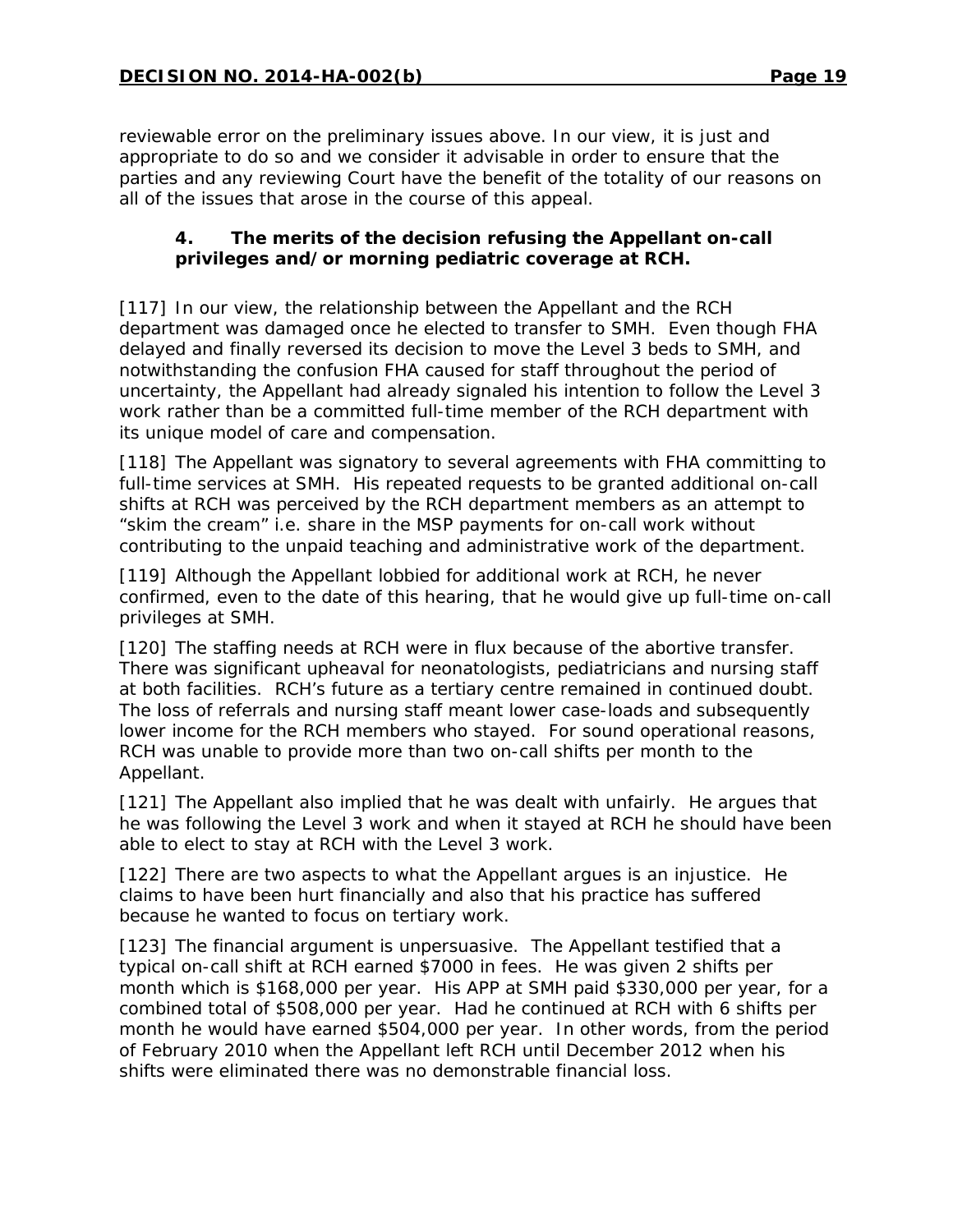reviewable error on the preliminary issues above. In our view, it is just and appropriate to do so and we consider it advisable in order to ensure that the parties and any reviewing Court have the benefit of the totality of our reasons on all of the issues that arose in the course of this appeal.

### 4. The merits of the decision refusing the Appellant on-call privileges and/or morning pediatric coverage at RCH.

[117] In our view, the relationship between the Appellant and the RCH department was damaged once he elected to transfer to SMH. Even though FHA delayed and finally reversed its decision to move the Level 3 beds to SMH, and notwithstanding the confusion FHA caused for staff throughout the period of uncertainty, the Appellant had already signaled his intention to follow the Level 3 work rather than be a committed full-time member of the RCH department with its unique model of care and compensation.

[118] The Appellant was signatory to several agreements with FHA committing to full-time services at SMH. His repeated requests to be granted additional on-call shifts at RCH was perceived by the RCH department members as an attempt to "skim the cream" i.e. share in the MSP payments for on-call work without contributing to the unpaid teaching and administrative work of the department.

[119] Although the Appellant lobbied for additional work at RCH, he never confirmed, even to the date of this hearing, that he would give up full-time on-call privileges at SMH.

[120] The staffing needs at RCH were in flux because of the abortive transfer. There was significant upheaval for neonatologists, pediatricians and nursing staff at both facilities. RCH's future as a tertiary centre remained in continued doubt. The loss of referrals and nursing staff meant lower case-loads and subsequently lower income for the RCH members who stayed. For sound operational reasons, RCH was unable to provide more than two on-call shifts per month to the Appellant.

[121] The Appellant also implied that he was dealt with unfairly. He argues that he was following the Level 3 work and when it stayed at RCH he should have been able to elect to stay at RCH with the Level 3 work.

[122] There are two aspects to what the Appellant argues is an injustice. He claims to have been hurt financially and also that his practice has suffered because he wanted to focus on tertiary work.

[123] The financial argument is unpersuasive. The Appellant testified that a typical on-call shift at RCH earned $7000 in fees. He was given 2 shifts per month which is $168,000 per year. His APP at SMH paid $330,000 per year, for a combined total of $508,000 per year. Had he continued at RCH with 6 shifts per month he would have earned $504,000 per year. In other words, from the period of February 2010 when the Appellant left RCH until December 2012 when his shifts were eliminated there was no demonstrable financial loss.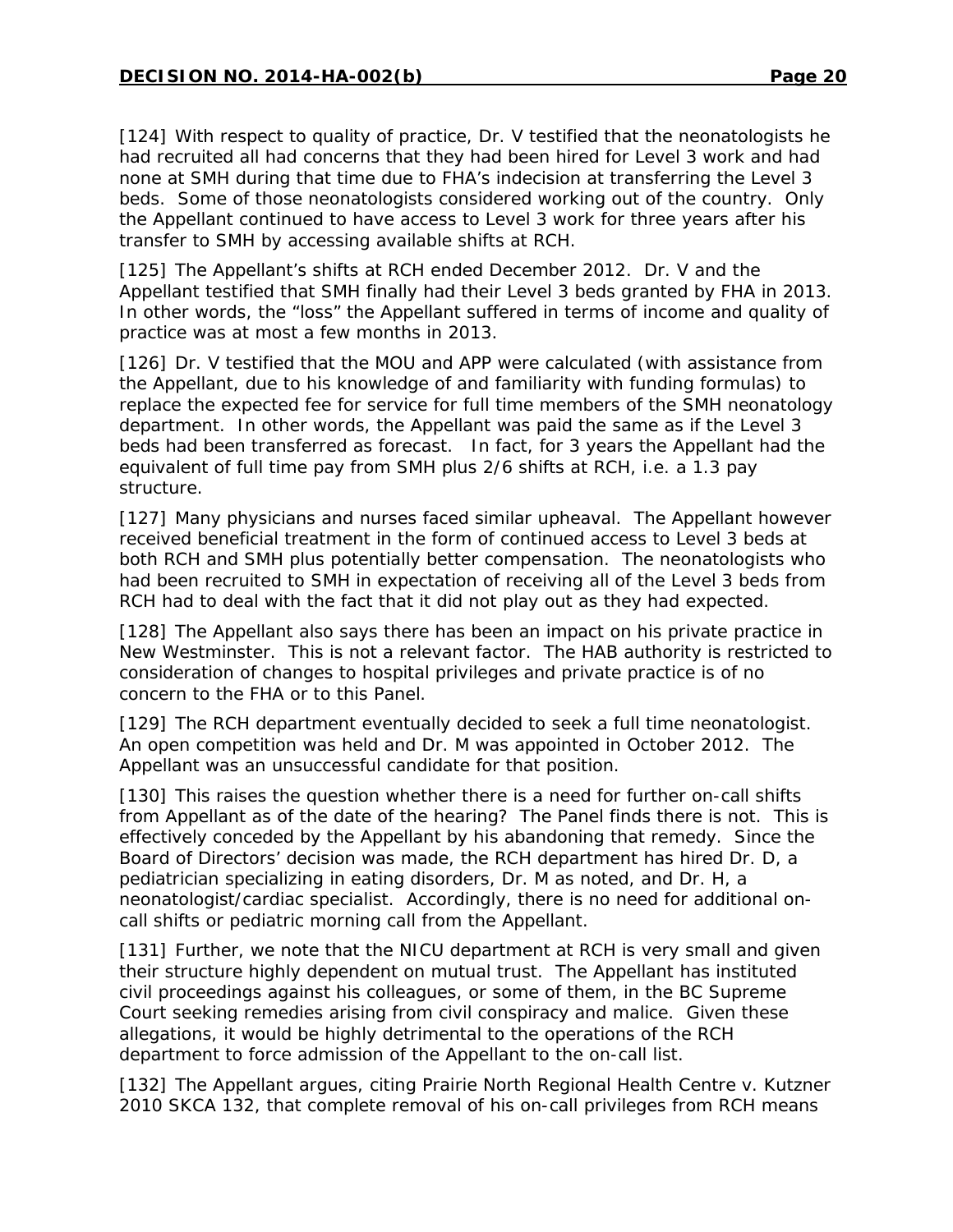[124] With respect to quality of practice, Dr. V testified that the neonatologists he had recruited all had concerns that they had been hired for Level 3 work and had none at SMH during that time due to FHA's indecision at transferring the Level 3 beds. Some of those neonatologists considered working out of the country. Only the Appellant continued to have access to Level 3 work for three years after his transfer to SMH by accessing available shifts at RCH.

[125] The Appellant's shifts at RCH ended December 2012. Dr. V and the Appellant testified that SMH finally had their Level 3 beds granted by FHA in 2013. In other words, the "loss" the Appellant suffered in terms of income and quality of practice was at most a few months in 2013.

[126] Dr. V testified that the MOU and APP were calculated (with assistance from the Appellant, due to his knowledge of and familiarity with funding formulas) to replace the expected fee for service for full time members of the SMH neonatology department. In other words, the Appellant was paid the same as if the Level 3 beds had been transferred as forecast. In fact, for 3 years the Appellant had the equivalent of full time pay from SMH plus 2/6 shifts at RCH, i.e. a 1.3 pay structure.

[127] Many physicians and nurses faced similar upheaval. The Appellant however received beneficial treatment in the form of continued access to Level 3 beds at both RCH and SMH plus potentially better compensation. The neonatologists who had been recruited to SMH in expectation of receiving all of the Level 3 beds from RCH had to deal with the fact that it did not play out as they had expected.

[128] The Appellant also says there has been an impact on his private practice in New Westminster. This is not a relevant factor. The HAB authority is restricted to consideration of changes to hospital privileges and private practice is of no concern to the FHA or to this Panel.

[129] The RCH department eventually decided to seek a full time neonatologist. An open competition was held and Dr. M was appointed in October 2012. The Appellant was an unsuccessful candidate for that position.

[130] This raises the question whether there is a need for further on-call shifts from Appellant as of the date of the hearing? The Panel finds there is not. This is effectively conceded by the Appellant by his abandoning that remedy. Since the Board of Directors' decision was made, the RCH department has hired Dr. D, a pediatrician specializing in eating disorders, Dr. M as noted, and Dr. H, a neonatologist/cardiac specialist. Accordingly, there is no need for additional on-call shifts or pediatric morning call from the Appellant.

[131] Further, we note that the NICU department at RCH is very small and given their structure highly dependent on mutual trust. The Appellant has instituted civil proceedings against his colleagues, or some of them, in the BC Supreme Court seeking remedies arising from civil conspiracy and malice. Given these allegations, it would be highly detrimental to the operations of the RCH department to force admission of the Appellant to the on-call list.

[132] The Appellant argues, citing *Prairie North Regional Health Centre v. Kutzner* 2010 SKCA 132, that complete removal of his on-call privileges from RCH means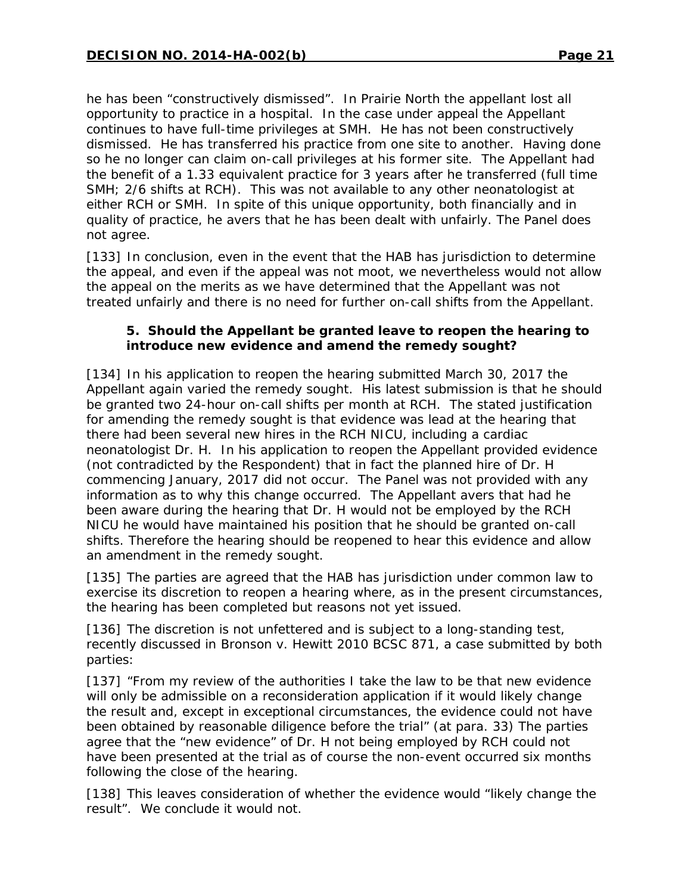he has been "constructively dismissed". In Prairie North the appellant lost all opportunity to practice in a hospital. In the case under appeal the Appellant continues to have full-time privileges at SMH. He has not been constructively dismissed. He has transferred his practice from one site to another. Having done so he no longer can claim on-call privileges at his former site. The Appellant had the benefit of a 1.33 equivalent practice for 3 years after he transferred (full time SMH; 2/6 shifts at RCH). This was not available to any other neonatologist at either RCH or SMH. In spite of this unique opportunity, both financially and in quality of practice, he avers that he has been dealt with unfairly. The Panel does not agree.

[133] In conclusion, even in the event that the HAB has jurisdiction to determine the appeal, and even if the appeal was not moot, we nevertheless would not allow the appeal on the merits as we have determined that the Appellant was not treated unfairly and there is no need for further on-call shifts from the Appellant.

**5. Should the Appellant be granted leave to reopen the hearing to introduce new evidence and amend the remedy sought?**

[134] In his application to reopen the hearing submitted March 30, 2017 the Appellant again varied the remedy sought. His latest submission is that he should be granted two 24-hour on-call shifts per month at RCH. The stated justification for amending the remedy sought is that evidence was lead at the hearing that there had been several new hires in the RCH NICU, including a cardiac neonatologist Dr. H. In his application to reopen the Appellant provided evidence (not contradicted by the Respondent) that in fact the planned hire of Dr. H commencing January, 2017 did not occur. The Panel was not provided with any information as to why this change occurred. The Appellant avers that had he been aware during the hearing that Dr. H would not be employed by the RCH NICU he would have maintained his position that he should be granted on-call shifts. Therefore the hearing should be reopened to hear this evidence and allow an amendment in the remedy sought.

[135] The parties are agreed that the HAB has jurisdiction under common law to exercise its discretion to reopen a hearing where, as in the present circumstances, the hearing has been completed but reasons not yet issued.

[136] The discretion is not unfettered and is subject to a long-standing test, recently discussed in Bronson v. Hewitt 2010 BCSC 871, a case submitted by both parties:

[137] "From my review of the authorities I take the law to be that new evidence will only be admissible on a reconsideration application if it would likely change the result and, except in exceptional circumstances, the evidence could not have been obtained by reasonable diligence before the trial" (at para. 33) The parties agree that the "new evidence" of Dr. H not being employed by RCH could not have been presented at the trial as of course the non-event occurred six months following the close of the hearing.

[138] This leaves consideration of whether the evidence would "likely change the result". We conclude it would not.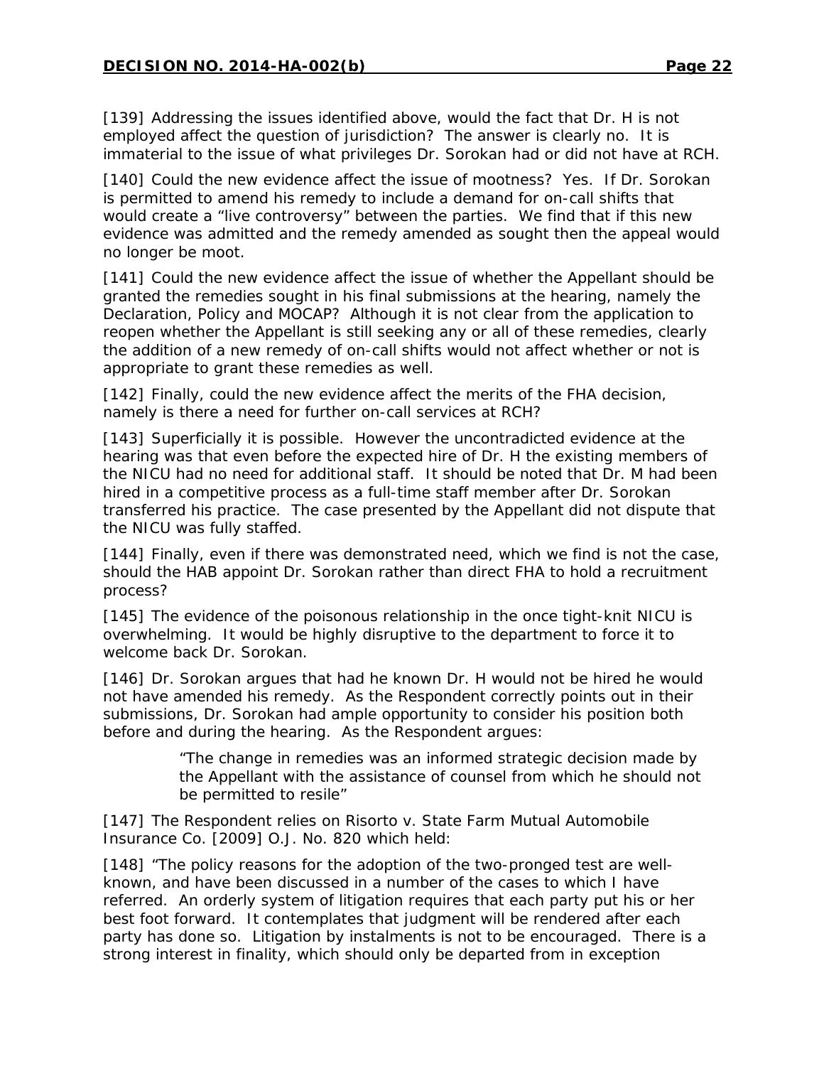[139] Addressing the issues identified above, would the fact that Dr. H is not employed affect the question of jurisdiction? The answer is clearly no. It is immaterial to the issue of what privileges Dr. Sorokan had or did not have at RCH.

[140] Could the new evidence affect the issue of mootness? Yes. If Dr. Sorokan is permitted to amend his remedy to include a demand for on-call shifts that would create a "live controversy" between the parties. We find that if this new evidence was admitted and the remedy amended as sought then the appeal would no longer be moot.

[141] Could the new evidence affect the issue of whether the Appellant should be granted the remedies sought in his final submissions at the hearing, namely the Declaration, Policy and MOCAP? Although it is not clear from the application to reopen whether the Appellant is still seeking any or all of these remedies, clearly the addition of a new remedy of on-call shifts would not affect whether or not is appropriate to grant these remedies as well.

[142] Finally, could the new evidence affect the merits of the FHA decision, namely is there a need for further on-call services at RCH?

[143] Superficially it is possible. However the uncontradicted evidence at the hearing was that even before the expected hire of Dr. H the existing members of the NICU had no need for additional staff. It should be noted that Dr. M had been hired in a competitive process as a full-time staff member after Dr. Sorokan transferred his practice. The case presented by the Appellant did not dispute that the NICU was fully staffed.

[144] Finally, even if there was demonstrated need, which we find is not the case, should the HAB appoint Dr. Sorokan rather than direct FHA to hold a recruitment process?

[145] The evidence of the poisonous relationship in the once tight-knit NICU is overwhelming. It would be highly disruptive to the department to force it to welcome back Dr. Sorokan.

[146] Dr. Sorokan argues that had he known Dr. H would not be hired he would not have amended his remedy. As the Respondent correctly points out in their submissions, Dr. Sorokan had ample opportunity to consider his position both before and during the hearing. As the Respondent argues:

> "The change in remedies was an informed strategic decision made by the Appellant with the assistance of counsel from which he should not be permitted to resile"

[147] The Respondent relies on Risorto v. State Farm Mutual Automobile Insurance Co. [2009] O.J. No. 820 which held:

[148] "The policy reasons for the adoption of the two-pronged test are well-known, and have been discussed in a number of the cases to which I have referred. An orderly system of litigation requires that each party put his or her best foot forward. It contemplates that judgment will be rendered after each party has done so. Litigation by instalments is not to be encouraged. There is a strong interest in finality, which should only be departed from in exception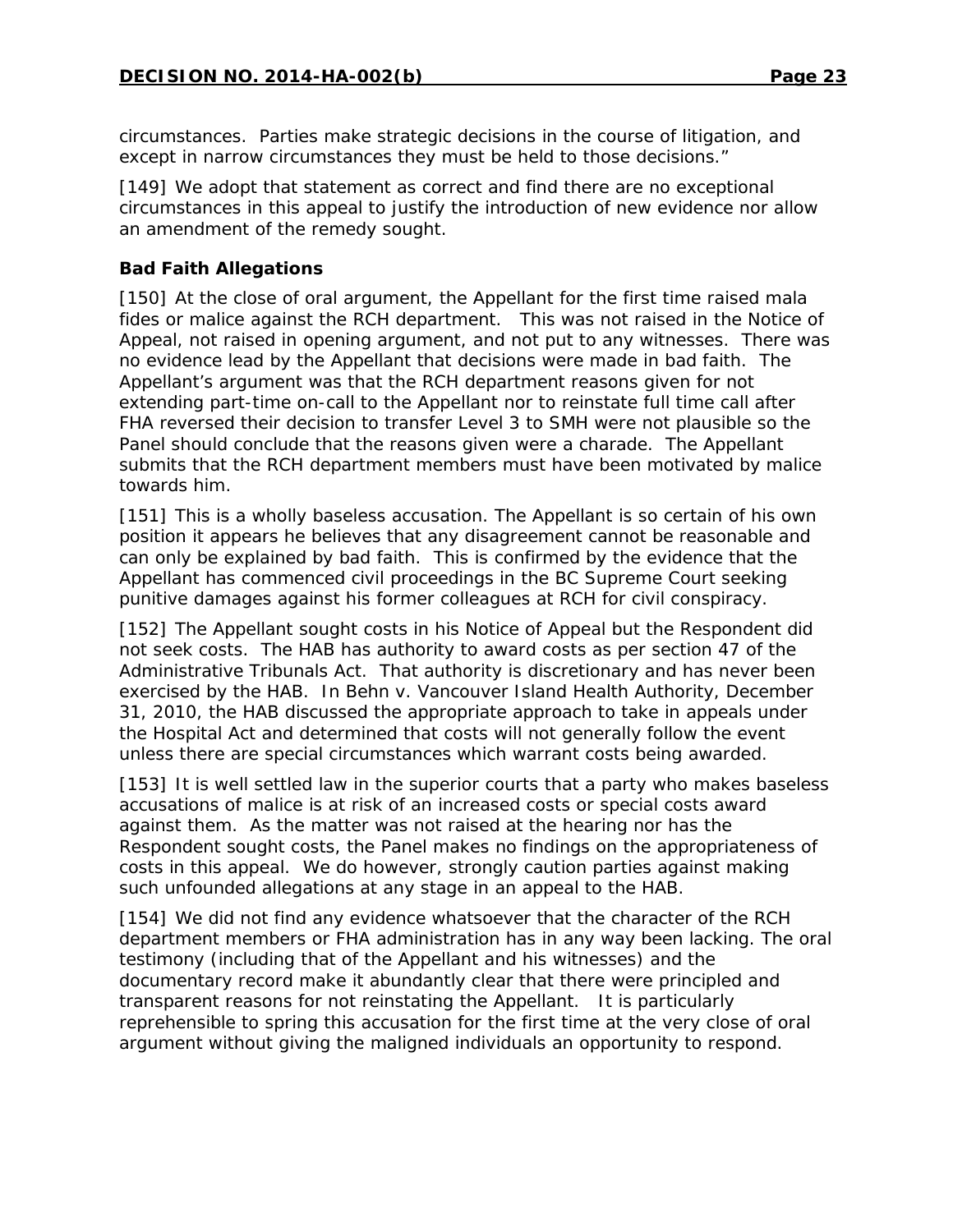circumstances. Parties make strategic decisions in the course of litigation, and except in narrow circumstances they must be held to those decisions."

[149] We adopt that statement as correct and find there are no exceptional circumstances in this appeal to justify the introduction of new evidence nor allow an amendment of the remedy sought.

### Bad Faith Allegations

[150] At the close of oral argument, the Appellant for the first time raised mala fides or malice against the RCH department. This was not raised in the Notice of Appeal, not raised in opening argument, and not put to any witnesses. There was no evidence lead by the Appellant that decisions were made in bad faith. The Appellant's argument was that the RCH department reasons given for not extending part-time on-call to the Appellant nor to reinstate full time call after FHA reversed their decision to transfer Level 3 to SMH were not plausible so the Panel should conclude that the reasons given were a charade. The Appellant submits that the RCH department members must have been motivated by malice towards him.

[151] This is a wholly baseless accusation. The Appellant is so certain of his own position it appears he believes that any disagreement cannot be reasonable and can only be explained by bad faith. This is confirmed by the evidence that the Appellant has commenced civil proceedings in the BC Supreme Court seeking punitive damages against his former colleagues at RCH for civil conspiracy.

[152] The Appellant sought costs in his Notice of Appeal but the Respondent did not seek costs. The HAB has authority to award costs as per section 47 of the Administrative Tribunals Act. That authority is discretionary and has never been exercised by the HAB. In Behn v. Vancouver Island Health Authority, December 31, 2010, the HAB discussed the appropriate approach to take in appeals under the Hospital Act and determined that costs will not generally follow the event unless there are special circumstances which warrant costs being awarded.

[153] It is well settled law in the superior courts that a party who makes baseless accusations of malice is at risk of an increased costs or special costs award against them. As the matter was not raised at the hearing nor has the Respondent sought costs, the Panel makes no findings on the appropriateness of costs in this appeal. We do however, strongly caution parties against making such unfounded allegations at any stage in an appeal to the HAB.

[154] We did not find any evidence whatsoever that the character of the RCH department members or FHA administration has in any way been lacking. The oral testimony (including that of the Appellant and his witnesses) and the documentary record make it abundantly clear that there were principled and transparent reasons for not reinstating the Appellant. It is particularly reprehensible to spring this accusation for the first time at the very close of oral argument without giving the maligned individuals an opportunity to respond.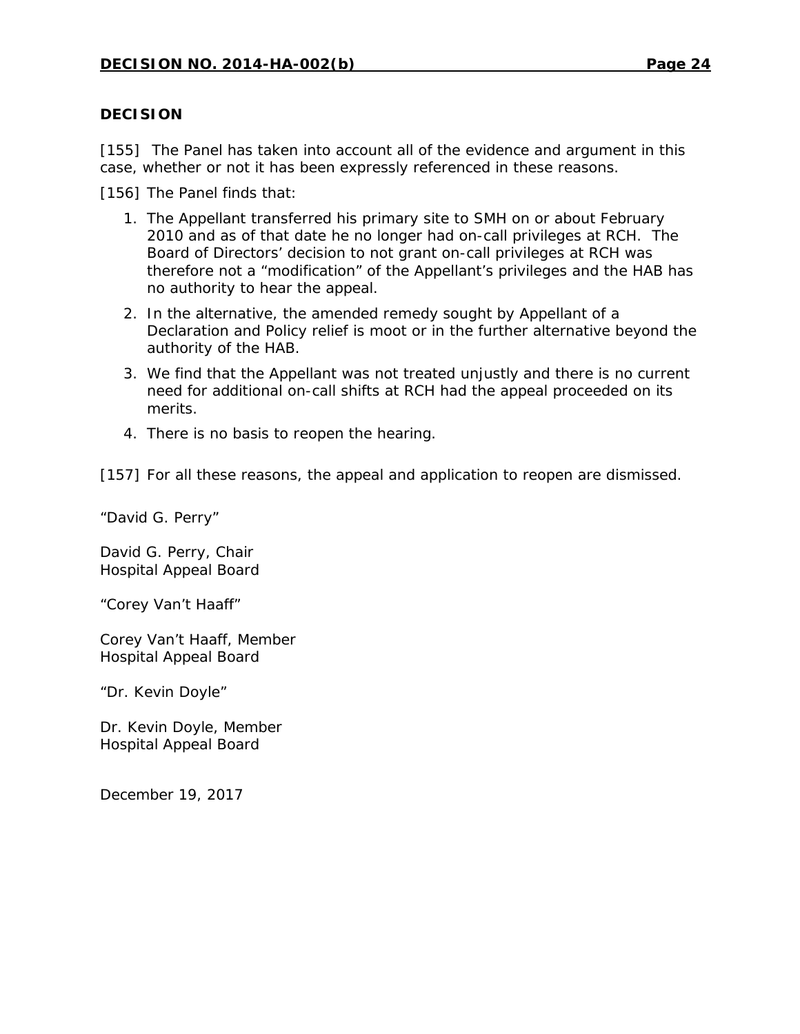## DECISION

[155] The Panel has taken into account all of the evidence and argument in this case, whether or not it has been expressly referenced in these reasons.

[156] The Panel finds that:

1. The Appellant transferred his primary site to SMH on or about February 2010 and as of that date he no longer had on-call privileges at RCH. The Board of Directors' decision to not grant on-call privileges at RCH was therefore not a "modification" of the Appellant's privileges and the HAB has no authority to hear the appeal.
2. In the alternative, the amended remedy sought by Appellant of a Declaration and Policy relief is moot or in the further alternative beyond the authority of the HAB.
3. We find that the Appellant was not treated unjustly and there is no current need for additional on-call shifts at RCH had the appeal proceeded on its merits.
4. There is no basis to reopen the hearing.

[157] For all these reasons, the appeal and application to reopen are dismissed.

"David G. Perry"

David G. Perry, Chair
Hospital Appeal Board

"Corey Van't Haaff"

Corey Van't Haaff, Member
Hospital Appeal Board

"Dr. Kevin Doyle"

Dr. Kevin Doyle, Member
Hospital Appeal Board

December 19, 2017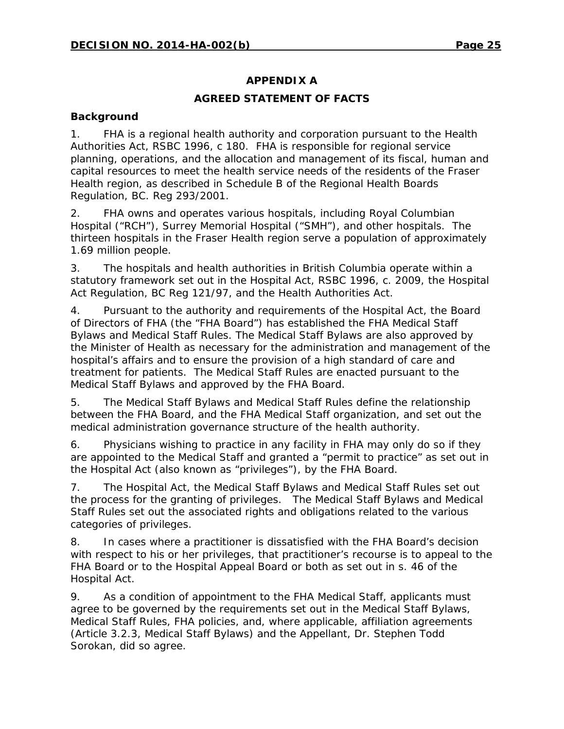## APPENDIX A

## AGREED STATEMENT OF FACTS

### Background

1. FHA is a regional health authority and corporation pursuant to the Health Authorities Act, RSBC 1996, c 180. FHA is responsible for regional service planning, operations, and the allocation and management of its fiscal, human and capital resources to meet the health service needs of the residents of the Fraser Health region, as described in Schedule B of the Regional Health Boards Regulation, BC. Reg 293/2001.

2. FHA owns and operates various hospitals, including Royal Columbian Hospital ("RCH"), Surrey Memorial Hospital ("SMH"), and other hospitals. The thirteen hospitals in the Fraser Health region serve a population of approximately 1.69 million people.

3. The hospitals and health authorities in British Columbia operate within a statutory framework set out in the Hospital Act, RSBC 1996, c. 2009, the Hospital Act Regulation, BC Reg 121/97, and the Health Authorities Act.

4. Pursuant to the authority and requirements of the Hospital Act, the Board of Directors of FHA (the "FHA Board") has established the FHA Medical Staff Bylaws and Medical Staff Rules. The Medical Staff Bylaws are also approved by the Minister of Health as necessary for the administration and management of the hospital's affairs and to ensure the provision of a high standard of care and treatment for patients. The Medical Staff Rules are enacted pursuant to the Medical Staff Bylaws and approved by the FHA Board.

5. The Medical Staff Bylaws and Medical Staff Rules define the relationship between the FHA Board, and the FHA Medical Staff organization, and set out the medical administration governance structure of the health authority.

6. Physicians wishing to practice in any facility in FHA may only do so if they are appointed to the Medical Staff and granted a "permit to practice" as set out in the Hospital Act (also known as "privileges"), by the FHA Board.

7. The Hospital Act, the Medical Staff Bylaws and Medical Staff Rules set out the process for the granting of privileges. The Medical Staff Bylaws and Medical Staff Rules set out the associated rights and obligations related to the various categories of privileges.

8. In cases where a practitioner is dissatisfied with the FHA Board's decision with respect to his or her privileges, that practitioner's recourse is to appeal to the FHA Board or to the Hospital Appeal Board or both as set out in s. 46 of the Hospital Act.

9. As a condition of appointment to the FHA Medical Staff, applicants must agree to be governed by the requirements set out in the Medical Staff Bylaws, Medical Staff Rules, FHA policies, and, where applicable, affiliation agreements (Article 3.2.3, Medical Staff Bylaws) and the Appellant, Dr. Stephen Todd Sorokan, did so agree.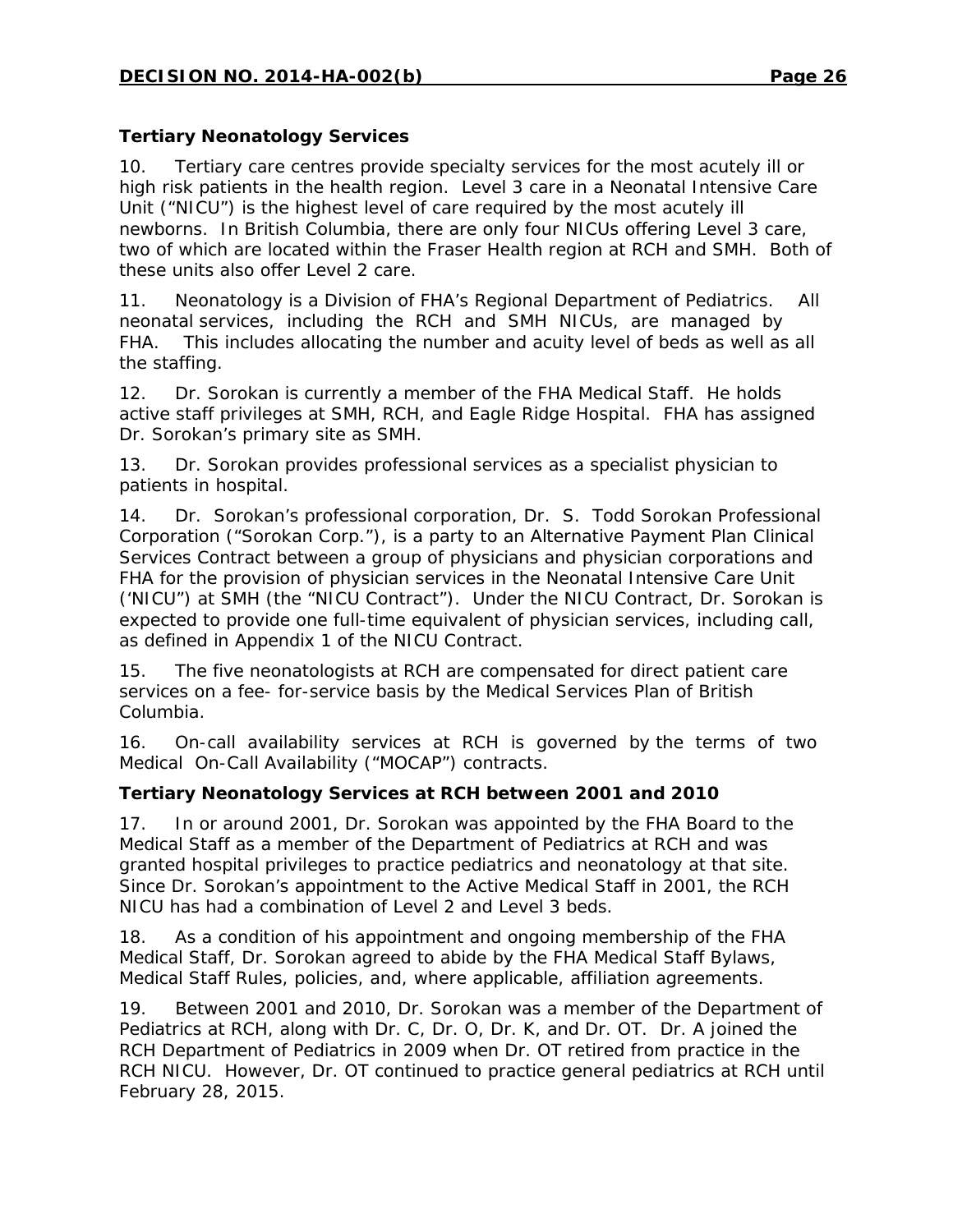### Tertiary Neonatology Services

10. Tertiary care centres provide specialty services for the most acutely ill or high risk patients in the health region. Level 3 care in a Neonatal Intensive Care Unit ("NICU") is the highest level of care required by the most acutely ill newborns. In British Columbia, there are only four NICUs offering Level 3 care, two of which are located within the Fraser Health region at RCH and SMH. Both of these units also offer Level 2 care.

11. Neonatology is a Division of FHA's Regional Department of Pediatrics. All neonatal services, including the RCH and SMH NICUs, are managed by FHA. This includes allocating the number and acuity level of beds as well as all the staffing.

12. Dr. Sorokan is currently a member of the FHA Medical Staff. He holds active staff privileges at SMH, RCH, and Eagle Ridge Hospital. FHA has assigned Dr. Sorokan's primary site as SMH.

13. Dr. Sorokan provides professional services as a specialist physician to patients in hospital.

14. Dr. Sorokan's professional corporation, Dr. S. Todd Sorokan Professional Corporation ("Sorokan Corp."), is a party to an Alternative Payment Plan Clinical Services Contract between a group of physicians and physician corporations and FHA for the provision of physician services in the Neonatal Intensive Care Unit ('NICU") at SMH (the "NICU Contract"). Under the NICU Contract, Dr. Sorokan is expected to provide one full-time equivalent of physician services, including call, as defined in Appendix 1 of the NICU Contract.

15. The five neonatologists at RCH are compensated for direct patient care services on a fee- for-service basis by the Medical Services Plan of British Columbia.

16. On-call availability services at RCH is governed by the terms of two Medical On-Call Availability ("MOCAP") contracts.

### Tertiary Neonatology Services at RCH between 2001 and 2010

17. In or around 2001, Dr. Sorokan was appointed by the FHA Board to the Medical Staff as a member of the Department of Pediatrics at RCH and was granted hospital privileges to practice pediatrics and neonatology at that site. Since Dr. Sorokan's appointment to the Active Medical Staff in 2001, the RCH NICU has had a combination of Level 2 and Level 3 beds.

18. As a condition of his appointment and ongoing membership of the FHA Medical Staff, Dr. Sorokan agreed to abide by the FHA Medical Staff Bylaws, Medical Staff Rules, policies, and, where applicable, affiliation agreements.

19. Between 2001 and 2010, Dr. Sorokan was a member of the Department of Pediatrics at RCH, along with Dr. C, Dr. O, Dr. K, and Dr. OT. Dr. A joined the RCH Department of Pediatrics in 2009 when Dr. OT retired from practice in the RCH NICU. However, Dr. OT continued to practice general pediatrics at RCH until February 28, 2015.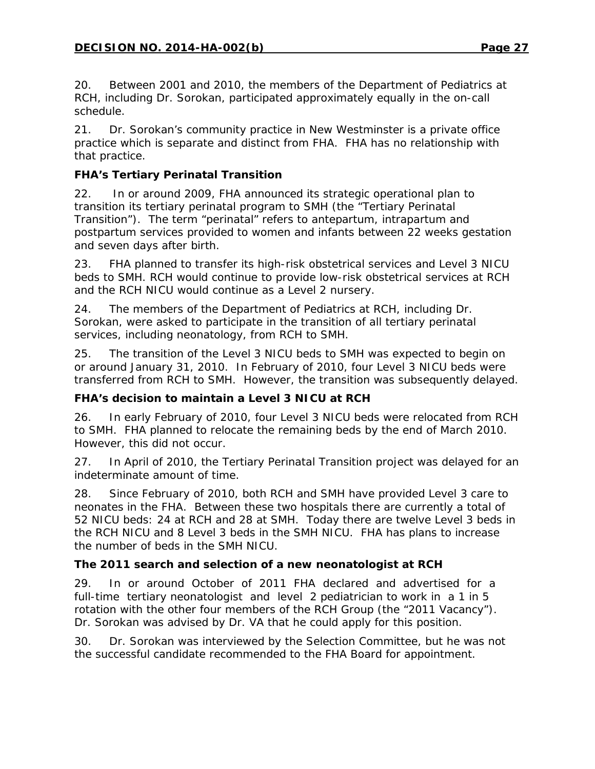20. Between 2001 and 2010, the members of the Department of Pediatrics at RCH, including Dr. Sorokan, participated approximately equally in the on-call schedule.

21. Dr. Sorokan's community practice in New Westminster is a private office practice which is separate and distinct from FHA. FHA has no relationship with that practice.

### FHA's Tertiary Perinatal Transition

22. In or around 2009, FHA announced its strategic operational plan to transition its tertiary perinatal program to SMH (the "Tertiary Perinatal Transition"). The term "perinatal" refers to antepartum, intrapartum and postpartum services provided to women and infants between 22 weeks gestation and seven days after birth.

23. FHA planned to transfer its high-risk obstetrical services and Level 3 NICU beds to SMH. RCH would continue to provide low-risk obstetrical services at RCH and the RCH NICU would continue as a Level 2 nursery.

24. The members of the Department of Pediatrics at RCH, including Dr. Sorokan, were asked to participate in the transition of all tertiary perinatal services, including neonatology, from RCH to SMH.

25. The transition of the Level 3 NICU beds to SMH was expected to begin on or around January 31, 2010. In February of 2010, four Level 3 NICU beds were transferred from RCH to SMH. However, the transition was subsequently delayed.

### FHA's decision to maintain a Level 3 NICU at RCH

26. In early February of 2010, four Level 3 NICU beds were relocated from RCH to SMH. FHA planned to relocate the remaining beds by the end of March 2010. However, this did not occur.

27. In April of 2010, the Tertiary Perinatal Transition project was delayed for an indeterminate amount of time.

28. Since February of 2010, both RCH and SMH have provided Level 3 care to neonates in the FHA. Between these two hospitals there are currently a total of 52 NICU beds: 24 at RCH and 28 at SMH. Today there are twelve Level 3 beds in the RCH NICU and 8 Level 3 beds in the SMH NICU. FHA has plans to increase the number of beds in the SMH NICU.

### The 2011 search and selection of a new neonatologist at RCH

29. In or around October of 2011 FHA declared and advertised for a full-time tertiary neonatologist and level 2 pediatrician to work in a 1 in 5 rotation with the other four members of the RCH Group (the "2011 Vacancy"). Dr. Sorokan was advised by Dr. VA that he could apply for this position.

30. Dr. Sorokan was interviewed by the Selection Committee, but he was not the successful candidate recommended to the FHA Board for appointment.